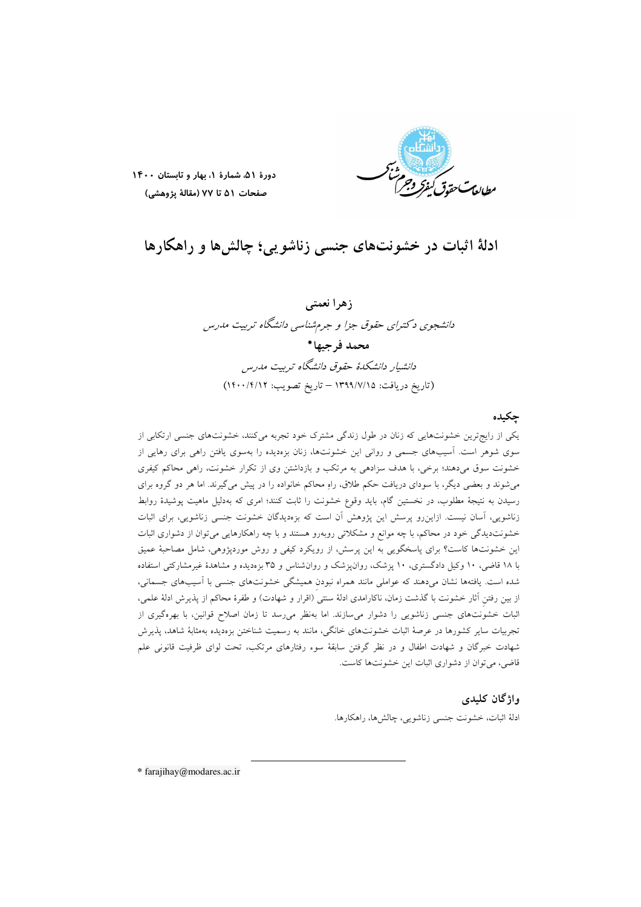دورهٔ ۵۱، شمارهٔ ۱، بهار و تابستان ۱۴۰۰
صفحات ۵۱ تا ۷۷ (مقالهٔ پژوهشی)

# ادلهٔ اثبات در خشونت‌های جنسی زناشویی؛ چالش‌ها و راهکارها

**زهرا نعمتی**

*دانشجوی دکترای حقوق جزا و جرم‌شناسی دانشگاه تربیت مدرس*

**محمد فرجیها***

*دانشیار دانشکدهٔ حقوق دانشگاه تربیت مدرس*

(تاریخ دریافت: ۱۳۹۹/۷/۱۵ – تاریخ تصویب: ۱۴۰۰/۴/۱۲)

## چکیده

یکی از رایج‌ترین خشونت‌هایی که زنان در طول زندگی مشترک خود تجربه می‌کنند، خشونت‌های جنسی ارتکابی از سوی شوهر است. آسیب‌های جسمی و روانی این خشونت‌ها، زنان بزه‌دیده را به‌سوی یافتن راهی برای رهایی از خشونت سوق می‌دهند؛ برخی، با هدف سزادهی به مرتکب و بازداشتن وی از تکرار خشونت، راهی محاکم کیفری می‌شوند و بعضی دیگر، با سودای دریافت حکم طلاق، راهِ محاکم خانواده را در پیش می‌گیرند. اما هر دو گروه برای رسیدن به نتیجهٔ مطلوب، در نخستین گام، باید وقوع خشونت را ثابت کنند؛ امری که به‌دلیل ماهیت پوشیدهٔ روابط زناشویی، آسان نیست. ازاین‌رو پرسش این پژوهش آن است که بزه‌دیدگان خشونت جنسی زناشویی، برای اثبات خشونت‌دیدگی خود در محاکم، با چه موانع و مشکلاتی روبه‌رو هستند و با چه راهکارهایی می‌توان از دشواری اثبات این خشونت‌ها کاست؟ برای پاسخگویی به این پرسش، از رویکرد کیفی و روش موردپژوهی، شامل مصاحبهٔ عمیق با ۱۸ قاضی، ۱۰ وکیل دادگستری، ۱۰ پزشک، روان‌پزشک و روان‌شناس و ۳۵ بزه‌دیده و مشاهدهٔ غیرمشارکتی استفاده شده است. یافته‌ها نشان می‌دهند که عواملی مانند همراه نبودنِ همیشگی خشونت‌های جنسی با آسیب‌های جسمانی، از بین رفتنِ آثار خشونت با گذشت زمان، ناکارامدی ادلهٔ سنتی (اقرار و شهادت) و طفرهٔ محاکم از پذیرش ادلهٔ علمی، اثبات خشونت‌های جنسی زناشویی را دشوار می‌سازند. اما به‌نظر می‌رسد تا زمان اصلاح قوانین، با بهره‌گیری از تجربیات سایر کشورها در عرصهٔ اثبات خشونت‌های خانگی، مانند به رسمیت شناختن بزه‌دیده به‌مثابهٔ شاهد، پذیرش شهادت خبرگان و شهادت اطفال و در نظر گرفتن سابقهٔ سوء رفتارهای مرتکب، تحت لوای ظرفیت قانونی علم قاضی، می‌توان از دشواری اثبات این خشونت‌ها کاست.

## واژگان کلیدی

ادلهٔ اثبات، خشونت جنسی زناشویی، چالش‌ها، راهکارها.

---

* farajihay@modares.ac.ir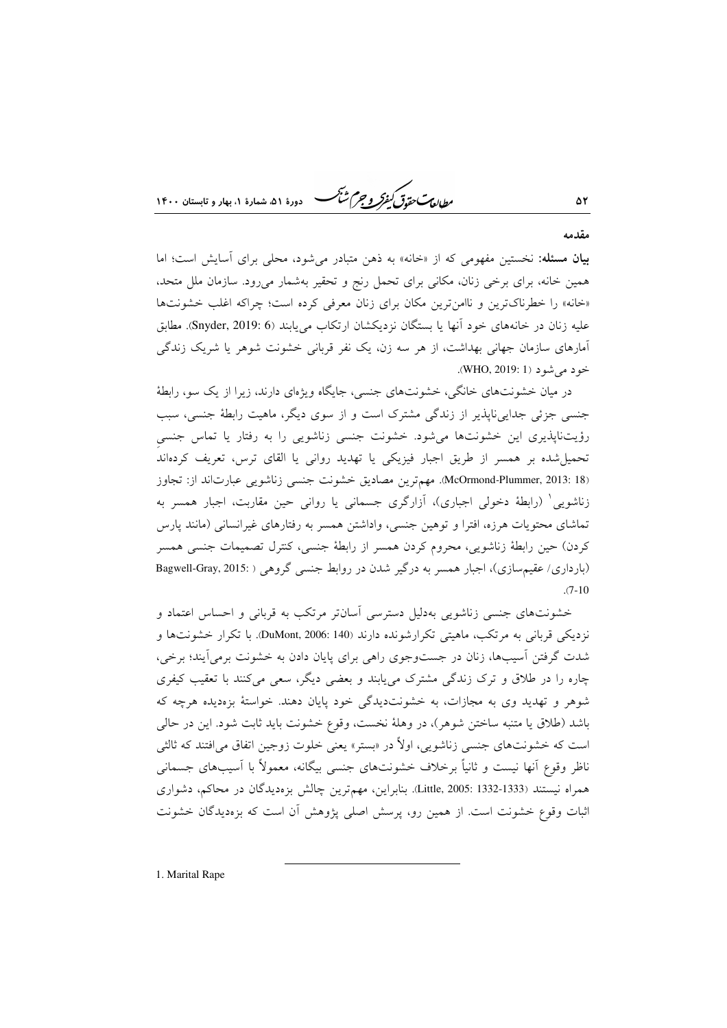## مقدمه

**بیان مسئله:** نخستین مفهومی که از «خانه» به ذهن متبادر می‌شود، محلی برای آسایش است؛ اما همین خانه، برای برخی زنان، مکانی برای تحمل رنج و تحقیر به‌شمار می‌رود. سازمان ملل متحد، «خانه» را خطرناک‌ترین و ناامن‌ترین مکان برای زنان معرفی کرده است؛ چراکه اغلب خشونت‌ها علیه زنان در خانه‌های خود آنها یا بستگان نزدیکشان ارتکاب می‌یابند (Snyder, 2019: 6). مطابق آمارهای سازمان جهانی بهداشت، از هر سه زن، یک نفر قربانی خشونت شوهر یا شریک زندگی خود می‌شود (WHO, 2019: 1).

در میان خشونت‌های خانگی، خشونت‌های جنسی، جایگاه ویژه‌ای دارند، زیرا از یک سو، رابطهٔ جنسی جزئی جدایی‌ناپذیر از زندگی مشترک است و از سوی دیگر، ماهیت رابطهٔ جنسی، سبب رؤیت‌ناپذیری این خشونت‌ها می‌شود. خشونت جنسی زناشویی را به رفتار یا تماس جنسیِ تحمیل‌شده بر همسر از طریق اجبار فیزیکی یا تهدید روانی یا القای ترس، تعریف کرده‌اند (McOrmond-Plummer, 2013: 18). مهم‌ترین مصادیق خشونت جنسی زناشویی عبارت‌اند از: تجاوز زناشویی[1] (رابطهٔ دخولی اجباری)، آزارگری جسمانی یا روانی حین مقاربت، اجبار همسر به تماشای محتویات هرزه، افترا و توهین جنسی، واداشتن همسر به رفتارهای غیرانسانی (مانند پارس کردن) حین رابطهٔ زناشویی، محروم کردن همسر از رابطهٔ جنسی، کنترل تصمیمات جنسی همسر (بارداری/ عقیم‌سازی)، اجبار همسر به درگیر شدن در روابط جنسی گروهی ( Bagwell-Gray, 2015: 7-10).

خشونت‌های جنسی زناشویی به‌دلیل دسترسی آسان‌تر مرتکب به قربانی و احساس اعتماد و نزدیکی قربانی به مرتکب، ماهیتی تکرارشونده دارند (DuMont, 2006: 140). با تکرار خشونت‌ها و شدت گرفتن آسیب‌ها، زنان در جست‌وجوی راهی برای پایان دادن به خشونت برمی‌آیند؛ برخی، چاره را در طلاق و ترک زندگی مشترک می‌یابند و بعضی دیگر، سعی می‌کنند با تعقیب کیفری شوهر و تهدید وی به مجازات، به خشونت‌دیدگی خود پایان دهند. خواستهٔ بزه‌دیده هرچه که باشد (طلاق یا متنبه ساختن شوهر)، در وهلهٔ نخست، وقوع خشونت باید ثابت شود. این در حالی است که خشونت‌های جنسی زناشویی، اولاً در «بستر» یعنی خلوت زوجین اتفاق می‌افتند که ثالثی ناظر وقوع آنها نیست و ثانیاً برخلاف خشونت‌های جنسی بیگانه، معمولاً با آسیب‌های جسمانی همراه نیستند (Little, 2005: 1332-1333). بنابراین، مهم‌ترین چالش بزه‌دیدگان در محاکم، دشواری اثبات وقوع خشونت است. از همین رو، پرسش اصلی پژوهش آن است که بزه‌دیدگان خشونت

1. Marital Rape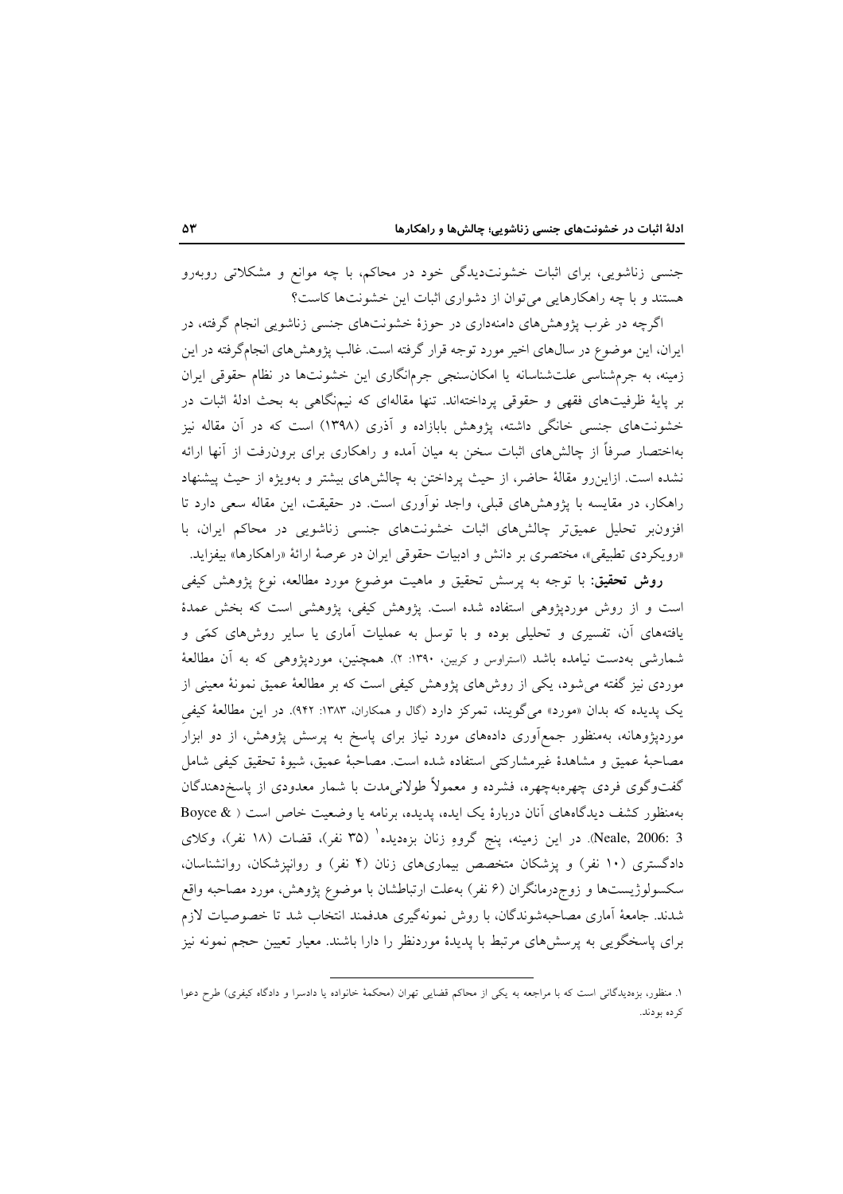جنسی زناشویی، برای اثبات خشونت‌دیدگی خود در محاکم، با چه موانع و مشکلاتی روبه‌رو هستند و با چه راهکارهایی می‌توان از دشواری اثبات این خشونت‌ها کاست؟

اگرچه در غرب پژوهش‌های دامنه‌داری در حوزهٔ خشونت‌های جنسی زناشویی انجام گرفته، در ایران، این موضوع در سال‌های اخیر مورد توجه قرار گرفته است. غالب پژوهش‌های انجام‌گرفته در این زمینه، به جرم‌شناسی علت‌شناسانه یا امکان‌سنجی جرم‌انگاری این خشونت‌ها در نظام حقوقی ایران بر پایهٔ ظرفیت‌های فقهی و حقوقی پرداخته‌اند. تنها مقاله‌ای که نیم‌نگاهی به بحث ادلهٔ اثبات در خشونت‌های جنسی خانگی داشته، پژوهش بابازاده و آذری (۱۳۹۸) است که در آن مقاله نیز به‌اختصار صرفاً از چالش‌های اثبات سخن به میان آمده و راهکاری برای برون‌رفت از آنها ارائه نشده است. ازاین‌رو مقالهٔ حاضر، از حیث پرداختن به چالش‌های بیشتر و به‌ویژه از حیث پیشنهاد راهکار، در مقایسه با پژوهش‌های قبلی، واجد نوآوری است. در حقیقت، این مقاله سعی دارد تا افزون‌بر تحلیل عمیق‌تر چالش‌های اثبات خشونت‌های جنسی زناشویی در محاکم ایران، با «رویکردی تطبیقی»، مختصری بر دانش و ادبیات حقوقی ایران در عرصهٔ ارائهٔ «راهکارها» بیفزاید.

**روش تحقیق:** با توجه به پرسش تحقیق و ماهیت موضوع مورد مطالعه، نوع پژوهش کیفی است و از روش موردپژوهی استفاده شده است. پژوهش کیفی، پژوهشی است که بخش عمدهٔ یافته‌های آن، تفسیری و تحلیلی بوده و با توسل به عملیات آماری یا سایر روش‌های کمّی و شمارشی به‌دست نیامده باشد (استراوس و کربین، ۱۳۹۰: ۲). همچنین، موردپژوهی که به آن مطالعهٔ موردی نیز گفته می‌شود، یکی از روش‌های پژوهش کیفی است که بر مطالعهٔ عمیق نمونهٔ معینی از یک پدیده که بدان «مورد» می‌گویند، تمرکز دارد (گال و همکاران، ۱۳۸۳: ۹۴۲). در این مطالعهٔ کیفیِ موردپژوهانه، به‌منظور جمع‌آوری داده‌های مورد نیاز برای پاسخ به پرسش پژوهش، از دو ابزار مصاحبهٔ عمیق و مشاهدهٔ غیرمشارکتی استفاده شده است. مصاحبهٔ عمیق، شیوهٔ تحقیق کیفی شامل گفت‌وگوی فردی چهره‌به‌چهره، فشرده و معمولاً طولانی‌مدت با شمار معدودی از پاسخ‌دهندگان به‌منظور کشف دیدگاه‌های آنان دربارهٔ یک ایده، پدیده، برنامه یا وضعیت خاص است (Boyce & Neale, 2006: 3). در این زمینه، پنج گروهِ زنان بزه‌دیده[1] (۳۵ نفر)، قضات (۱۸ نفر)، وکلای دادگستری (۱۰ نفر) و پزشکان متخصص بیماری‌های زنان (۴ نفر) و روانپزشکان، روانشناسان، سکسولوژیست‌ها و زوج‌درمانگران (۶ نفر) به‌علت ارتباطشان با موضوع پژوهش، مورد مصاحبه واقع شدند. جامعهٔ آماری مصاحبه‌شوندگان، با روش نمونه‌گیری هدفمند انتخاب شد تا خصوصیات لازم برای پاسخگویی به پرسش‌های مرتبط با پدیدهٔ موردنظر را دارا باشند. معیار تعیین حجم نمونه نیز

---

۱. منظور، بزه‌دیدگانی است که با مراجعه به یکی از محاکم قضایی تهران (محکمهٔ خانواده یا دادسرا و دادگاه کیفری) طرح دعوا کرده بودند.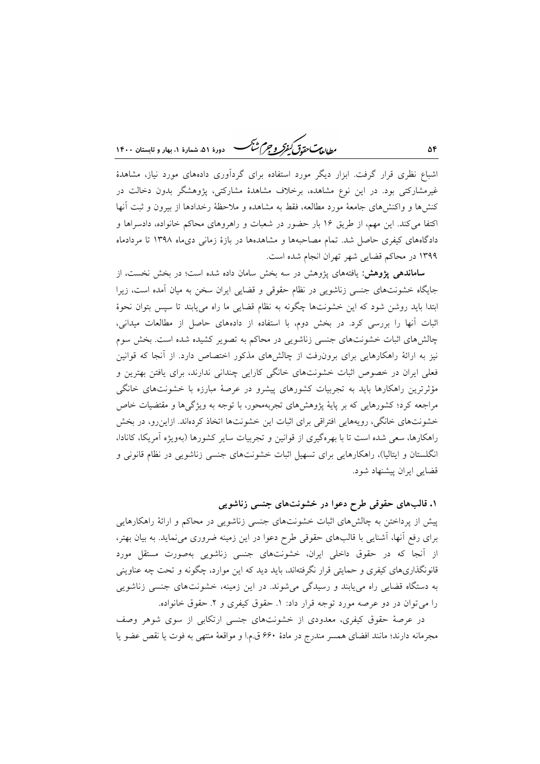اشباع نظری قرار گرفت. ابزار دیگر مورد استفاده برای گردآوری داده‌های مورد نیاز، مشاهدۀ غیرمشارکتی بود. در این نوع مشاهده، برخلاف مشاهدۀ مشارکتی، پژوهشگر بدون دخالت در کنش‌ها و واکنش‌های جامعۀ مورد مطالعه، فقط به مشاهده و ملاحظۀ رخدادها از بیرون و ثبت آنها اکتفا می‌کند. این مهم، از طریق ۱۶ بار حضور در شعبات و راهروهای محاکم خانواده، دادسراها و دادگاه‌های کیفری حاصل شد. تمام مصاحبه‌ها و مشاهده‌ها در بازۀ زمانی دی‌ماه ۱۳۹۸ تا مردادماه ۱۳۹۹ در محاکم قضایی شهر تهران انجام شده است.

**ساماندهی پژوهش:** یافته‌های پژوهش در سه بخش سامان داده شده است؛ در بخش نخست، از جایگاه خشونت‌های جنسی زناشویی در نظام حقوقی و قضایی ایران سخن به میان آمده است، زیرا ابتدا باید روشن شود که این خشونت‌ها چگونه به نظام قضایی ما راه می‌یابند تا سپس بتوان نحوۀ اثبات آنها را بررسی کرد. در بخش دوم، با استفاده از داده‌های حاصل از مطالعات میدانی، چالش‌های اثبات خشونت‌های جنسی زناشویی در محاکم به تصویر کشیده شده است. بخش سوم نیز به ارائۀ راهکارهایی برای برون‌رفت از چالش‌های مذکور اختصاص دارد. از آنجا که قوانین فعلی ایران در خصوص اثبات خشونت‌های خانگی کارایی چندانی ندارند، برای یافتن بهترین و مؤثرترین راهکارها باید به تجربیات کشورهای پیشرو در عرصۀ مبارزه با خشونت‌های خانگی مراجعه کرد؛ کشورهایی که بر پایۀ پژوهش‌های تجربه‌محور، با توجه به ویژگی‌ها و مقتضیات خاص خشونت‌های خانگی، رویه‌هایی افتراقی برای اثبات این خشونت‌ها اتخاذ کرده‌اند. ازاین‌رو، در بخش راهکارها، سعی شده است تا با بهره‌گیری از قوانین و تجربیات سایر کشورها (به‌ویژه آمریکا، کانادا، انگلستان و ایتالیا)، راهکارهایی برای تسهیل اثبات خشونت‌های جنسی زناشویی در نظام قانونی و قضایی ایران پیشنهاد شود.

## ۱. قالب‌های حقوقی طرح دعوا در خشونت‌های جنسی زناشویی

پیش از پرداختن به چالش‌های اثبات خشونت‌های جنسی زناشویی در محاکم و ارائۀ راهکارهایی برای رفع آنها، آشنایی با قالب‌های حقوقی طرح دعوا در این زمینه ضروری می‌نماید. به بیان بهتر، از آنجا که در حقوق داخلی ایران، خشونت‌های جنسی زناشویی به‌صورت مستقل مورد قانونگذاری‌های کیفری و حمایتی قرار نگرفته‌اند، باید دید که این موارد، چگونه و تحت چه عناوینی به دستگاه قضایی راه می‌یابند و رسیدگی می‌شوند. در این زمینه، خشونت‌های جنسی زناشویی را می‌توان در دو عرصه مورد توجه قرار داد: ۱. حقوق کیفری و ۲. حقوق خانواده.

در عرصۀ حقوق کیفری، معدودی از خشونت‌های جنسی ارتکابی از سوی شوهر وصف مجرمانه دارند؛ مانند افضای همسر مندرج در مادۀ ۶۶۰ ق.م.ا و مواقعۀ منتهی به فوت یا نقص عضو یا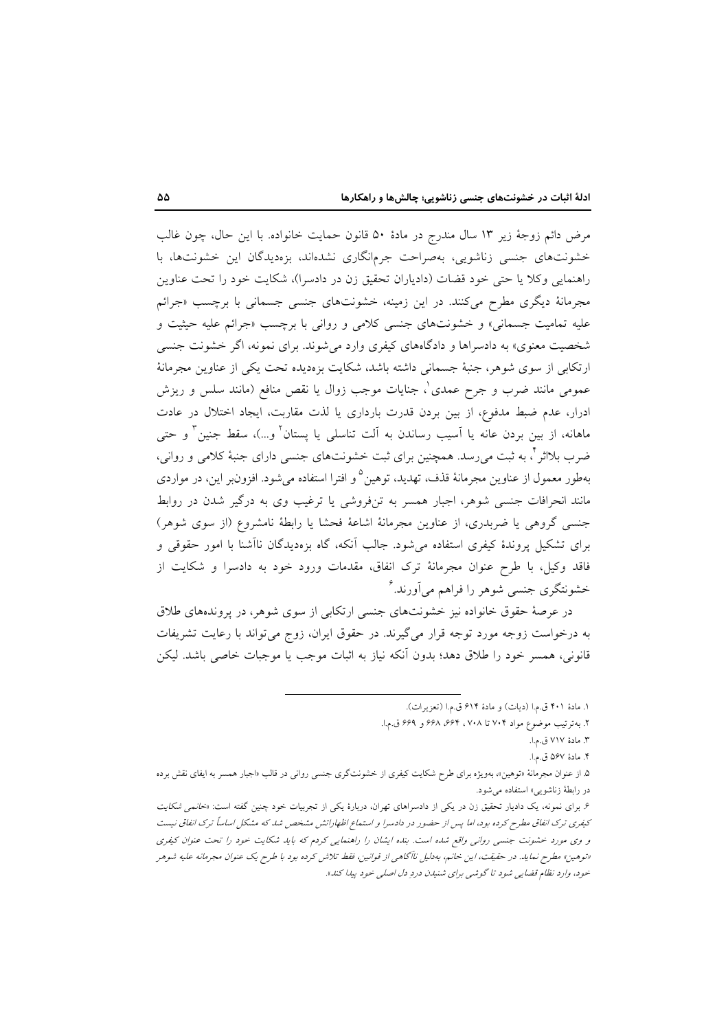مرض دائم زوجهٔ زیر ۱۳ سال مندرج در مادهٔ ۵۰ قانون حمایت خانواده. با این حال، چون غالب خشونت‌های جنسی زناشویی، به‌صراحت جرم‌انگاری نشده‌اند، بزه‌دیدگان این خشونت‌ها، با راهنمایی وکلا یا حتی خود قضات (دادیاران تحقیق زن در دادسرا)، شکایت خود را تحت عناوین مجرمانهٔ دیگری مطرح می‌کنند. در این زمینه، خشونت‌های جنسی جسمانی با برچسب «جرائم علیه تمامیت جسمانی» و خشونت‌های جنسی کلامی و روانی با برچسب «جرائم علیه حیثیت و شخصیت معنوی» به دادسراها و دادگاه‌های کیفری وارد می‌شوند. برای نمونه، اگر خشونت جنسی ارتکابی از سوی شوهر، جنبهٔ جسمانی داشته باشد، شکایت بزه‌دیده تحت یکی از عناوین مجرمانهٔ عمومی مانند ضرب و جرح عمدی[1]، جنایات موجب زوال یا نقص منافع (مانند سلس و ریزش ادرار، عدم ضبط مدفوع، از بین بردن قدرت بارداری یا لذت مقاربت، ایجاد اختلال در عادت ماهانه، از بین بردن عانه یا آسیب رساندن به آلت تناسلی یا پستان[2] و...)، سقط جنین[3] و حتی ضرب بلااثر[4]، به ثبت می‌رسد. همچنین برای ثبت خشونت‌های جنسی دارای جنبهٔ کلامی و روانی، به‌طور معمول از عناوین مجرمانهٔ قذف، تهدید، توهین[5] و افترا استفاده می‌شود. افزون‌بر این، در مواردی مانند انحرافات جنسی شوهر، اجبار همسر به تن‌فروشی یا ترغیب وی به درگیر شدن در روابط جنسی گروهی یا ضربدری، از عناوین مجرمانهٔ اشاعهٔ فحشا یا رابطهٔ نامشروع (از سوی شوهر) برای تشکیل پروندهٔ کیفری استفاده می‌شود. جالب آنکه، گاه بزه‌دیدگان ناآشنا با امور حقوقی و فاقد وکیل، با طرح عنوان مجرمانهٔ ترک انفاق، مقدمات ورود خود به دادسرا و شکایت از خشونتگری جنسی شوهر را فراهم می‌آورند.[6]

در عرصهٔ حقوق خانواده نیز خشونت‌های جنسی ارتکابی از سوی شوهر، در پرونده‌های طلاق به درخواست زوجه مورد توجه قرار می‌گیرند. در حقوق ایران، زوج می‌تواند با رعایت تشریفات قانونی، همسر خود را طلاق دهد؛ بدون آنکه نیاز به اثبات موجب یا موجبات خاصی باشد. لیکن

---

۱. مادهٔ ۴۰۱ ق.م.ا (دیات) و مادهٔ ۶۱۴ ق.م.ا (تعزیرات).

۲. به‌ترتیب موضوع مواد ۷۰۴ تا ۷۰۸، ۶۶۴، ۶۶۸ و ۶۶۹ ق.م.ا.

۳. مادهٔ ۷۱۷ ق.م.ا.

۴. مادهٔ ۵۶۷ ق.م.ا.

۵. از عنوان مجرمانهٔ «توهین»، به‌ویژه برای طرح شکایت کیفری از خشونتگری جنسی روانی در قالب «اجبار همسر به ایفای نقش برده در رابطهٔ زناشویی» استفاده می‌شود.

۶. برای نمونه، یک دادیار تحقیق زن در یکی از دادسراهای تهران، دربارهٔ یکی از تجربیات خود چنین گفته است: *«خانمی شکایت کیفری ترک انفاق مطرح کرده بود، اما پس از حضور در دادسرا و استماع اظهاراتش مشخص شد که مشکل اساساً ترک انفاق نیست و وی مورد خشونت جنسی روانی واقع شده است. بنده ایشان را راهنمایی کردم که باید شکایت خود را تحت عنوان کیفری «توهین» مطرح نماید. در حقیقت، این خانم، به‌دلیل ناآگاهی از قوانین، فقط تلاش کرده بود با طرح یک عنوان مجرمانه علیه شوهر خود، وارد نظام قضایی شود تا گوشی برای شنیدن دردِ دل اصلی خود پیدا کند».*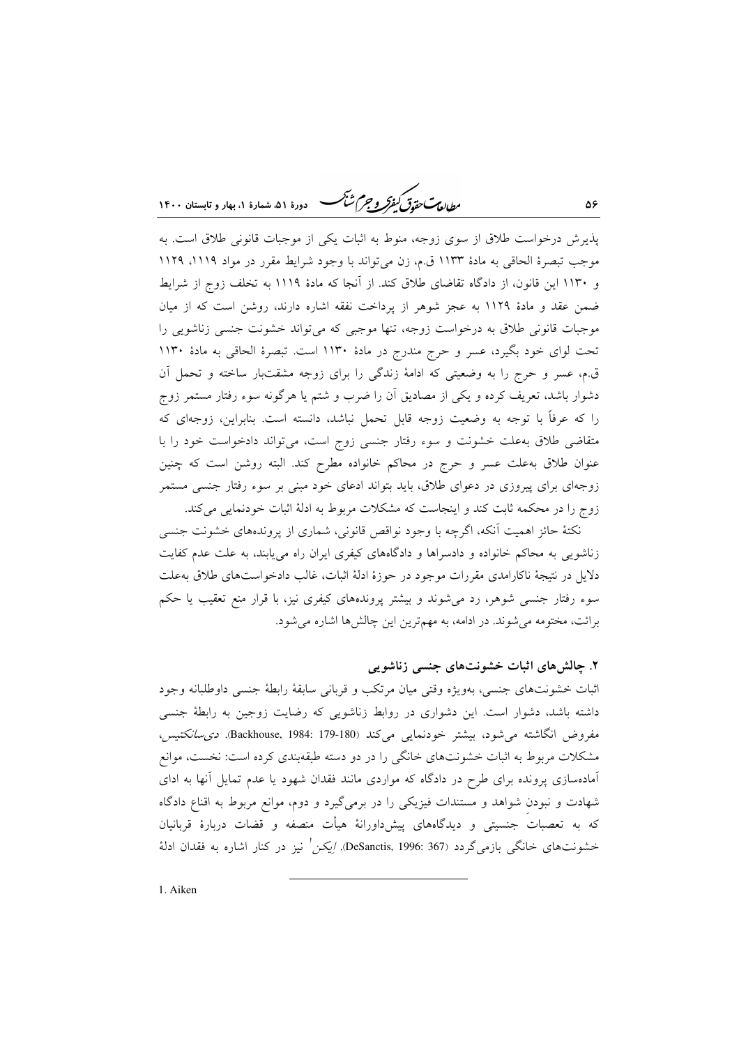پذیرش درخواست طلاق از سوی زوجه، منوط به اثبات یکی از موجبات قانونی طلاق است. به موجب تبصرهٔ الحاقی به مادهٔ ۱۱۳۳ ق.م، زن می‌تواند با وجود شرایط مقرر در مواد ۱۱۱۹، ۱۱۲۹ و ۱۱۳۰ این قانون، از دادگاه تقاضای طلاق کند. از آنجا که مادهٔ ۱۱۱۹ به تخلف زوج از شرایط ضمن عقد و مادهٔ ۱۱۲۹ به عجز شوهر از پرداخت نفقه اشاره دارند، روشن است که از میان موجبات قانونی طلاق به درخواست زوجه، تنها موجبی که می‌تواند خشونت جنسی زناشویی را تحت لوای خود بگیرد، عسر و حرج مندرج در مادهٔ ۱۱۳۰ است. تبصرهٔ الحاقی به مادهٔ ۱۱۳۰ ق.م، عسر و حرج را به وضعیتی که ادامهٔ زندگی را برای زوجه مشقت‌بار ساخته و تحمل آن دشوار باشد، تعریف کرده و یکی از مصادیق آن را ضرب و شتم یا هرگونه سوء رفتار مستمر زوج را که عرفاً با توجه به وضعیت زوجه قابل تحمل نباشد، دانسته است. بنابراین، زوجه‌ای که متقاضی طلاق به‌علت خشونت و سوء رفتار جنسی زوج است، می‌تواند دادخواست خود را با عنوان طلاق به‌علت عسر و حرج در محاکم خانواده مطرح کند. البته روشن است که چنین زوجه‌ای برای پیروزی در دعوای طلاق، باید بتواند ادعای خود مبنی بر سوء رفتار جنسی مستمر زوج را در محکمه ثابت کند و اینجاست که مشکلات مربوط به ادلهٔ اثبات خودنمایی می‌کند.

نکتهٔ حائز اهمیت آنکه، اگرچه با وجود نواقص قانونی، شماری از پرونده‌های خشونت جنسی زناشویی به محاکم خانواده و دادسراها و دادگاه‌های کیفری ایران راه می‌یابند، به علت عدم کفایت دلایل در نتیجهٔ ناکارامدی مقررات موجود در حوزهٔ ادلهٔ اثبات، غالب دادخواست‌های طلاق به‌علت سوء رفتار جنسی شوهر، رد می‌شوند و بیشتر پرونده‌های کیفری نیز، با قرار منع تعقیب یا حکم برائت، مختومه می‌شوند. در ادامه، به مهم‌ترین این چالش‌ها اشاره می‌شود.

## ۲. چالش‌های اثبات خشونت‌های جنسی زناشویی

اثبات خشونت‌های جنسی، به‌ویژه وقتی میان مرتکب و قربانی سابقهٔ رابطهٔ جنسی داوطلبانه وجود داشته باشد، دشوار است. این دشواری در روابط زناشویی که رضایت زوجین به رابطهٔ جنسی مفروض انگاشته می‌شود، بیشتر خودنمایی می‌کند (Backhouse, 1984: 179-180). *دی‌سانکتیس*، مشکلات مربوط به اثبات خشونت‌های خانگی را در دو دسته طبقه‌بندی کرده است: نخست، موانع آماده‌سازی پرونده برای طرح در دادگاه که مواردی مانند فقدان شهود یا عدم تمایل آنها به ادای شهادت و نبودن شواهد و مستندات فیزیکی را در برمی‌گیرد و دوم، موانع مربوط به اقناع دادگاه که به تعصبات جنسیتی و دیدگاه‌های پیش‌داورانهٔ هیأت منصفه و قضات دربارهٔ قربانیان خشونت‌های خانگی بازمی‌گردد (DeSanctis, 1996: 367). *ایکن*[1] نیز در کنار اشاره به فقدان ادلهٔ

---

1. Aiken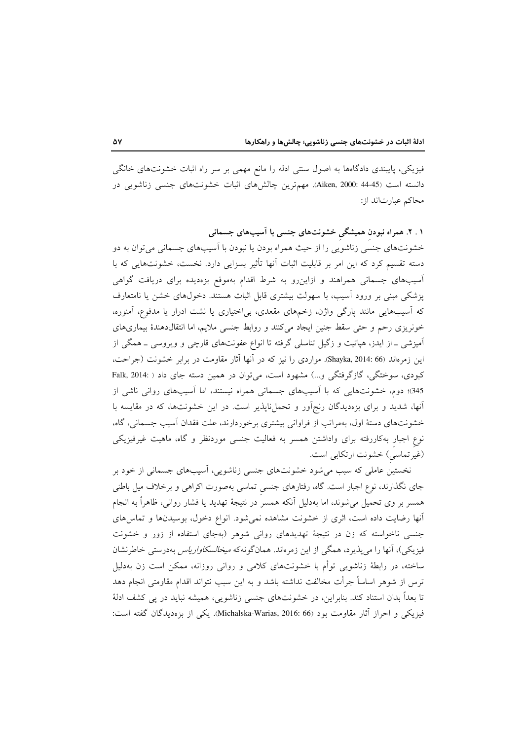فیزیکی، پایبندی دادگاه‌ها به اصول سنتی ادله را مانع مهمی بر سر راه اثبات خشونت‌های خانگی دانسته است (Aiken, 2000: 44-45). مهم‌ترین چالش‌های اثبات خشونت‌های جنسی زناشویی در محاکم عبارت‌اند از:

### ۱ . ۲. همراه نبودنِ همیشگیِ خشونت‌های جنسی با آسیب‌های جسمانی

خشونت‌های جنسیِ زناشوییِ را از حیث همراه بودن یا نبودن با آسیب‌های جسمانی می‌توان به دو دسته تقسیم کرد که این امر بر قابلیت اثبات آنها تأثیر بسزایی دارد. نخست، خشونت‌هایی که با آسیب‌های جسمانی همراهند و ازاین‌رو به شرط اقدام به‌موقع بزه‌دیده برای دریافت گواهی پزشکی مبنی بر ورود آسیب، با سهولت بیشتری قابل اثبات هستند. دخول‌های خشن یا نامتعارف که آسیب‌هایی مانند پارگی واژن، زخم‌های مقعدی، بی‌اختیاری یا نشت ادرار یا مدفوع، آمنوره، خونریزی رحم و حتی سقط جنین ایجاد می‌کنند و روابط جنسی ملایم، اما انتقال‌دهندهٔ بیماری‌های آمیزشی ـ از ایدز، هپاتیت و زگیل تناسلی گرفته تا انواع عفونت‌های قارچی و ویروسی ـ همگی از این زمره‌اند (Shayka, 2014: 66). مواردی را نیز که در آنها آثار مقاومت در برابر خشونت (جراحت، کبودی، سوختگی، گازگرفتگی و...) مشهود است، می‌توان در همین دسته جای داد (Falk, 2014: 345)؛ دوم، خشونت‌هایی که با آسیب‌های جسمانی همراه نیستند، اما آسیب‌های روانی ناشی از آنها، شدید و برای بزه‌دیدگان رنج‌آور و تحمل‌ناپذیر است. در این خشونت‌ها، که در مقایسه با خشونت‌های دستهٔ اول، به‌مراتب از فراوانی بیشتری برخوردارند، علت فقدان آسیب جسمانی، گاه، نوعِ اجبارِ به‌کاررفته برای واداشتن همسر به فعالیت جنسی موردنظر و گاه، ماهیت غیرفیزیکی (غیرتماسیِ) خشونت ارتکابی است.

نخستینِ عاملی که سبب می‌شود خشونت‌های جنسی زناشویی، آسیب‌های جسمانی از خود بر جای نگذارند، نوع اجبار است. گاه، رفتارهای جنسیِ تماسی به‌صورت اکراهی و برخلاف میل باطنی همسر بر وی تحمیل می‌شوند، اما به‌دلیل آنکه همسر در نتیجهٔ تهدید یا فشار روانی، ظاهراً به انجام آنها رضایت داده است، اثری از خشونت مشاهده نمی‌شود. انواع دخول، بوسیدن‌ها و تماس‌های جنسی ناخواسته که زن در نتیجهٔ تهدیدهای روانی شوهر (به‌جای استفاده از زور و خشونت فیزیکی)، آنها را می‌پذیرد، همگی از این زمره‌اند. همان‌گونه‌که *میخالسکاواریاس* به‌درستی خاطرنشان ساخته، در رابطهٔ زناشویی توأم با خشونت‌های کلامی و روانی روزانه، ممکن است زن به‌دلیل ترس از شوهر اساساً جرأت مخالفت نداشته باشد و به این سبب نتواند اقدام مقاومتی انجام دهد تا بعداً بدان استناد کند. بنابراین، در خشونت‌های جنسی زناشویی، همیشه نباید در پی کشف ادلهٔ فیزیکی و احراز آثار مقاومت بود (Michalska-Warias, 2016: 66). یکی از بزه‌دیدگان گفته است: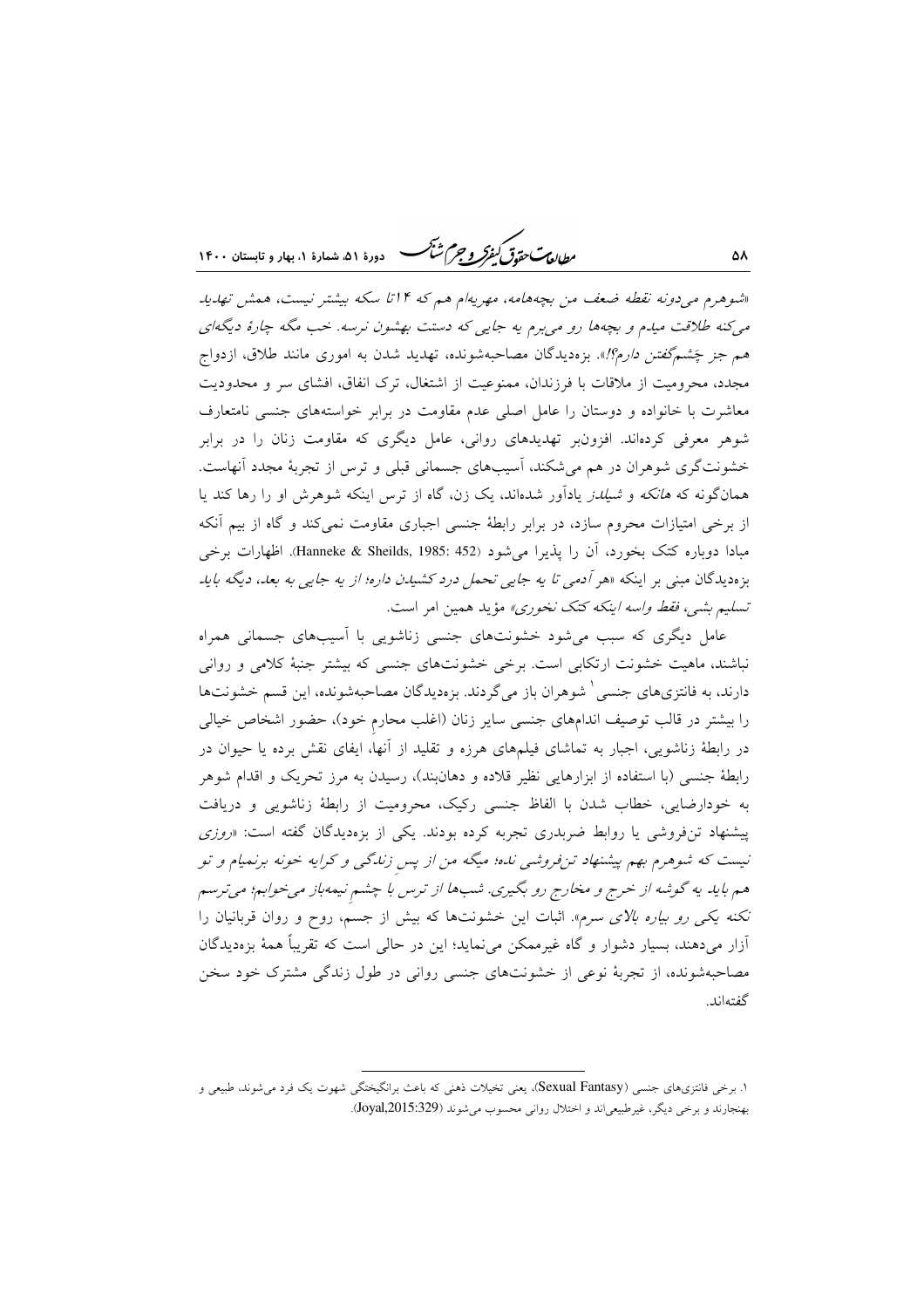«*شوهرم می‌دونه نقطه ضعف من بچه‌هامه، مهریه‌ام هم که ۱۴تا سکه بیشتر نیست، همش تهدید می‌کنه طلاقت میدم و بچه‌ها رو می‌برم یه جایی که دستت بهشون نرسه. خب مگه چارهٔ دیگه‌ای هم جز چَشم‌گفتن دارم؟!*». بزه‌دیدگان مصاحبه‌شونده، تهدید شدن به اموری مانند طلاق، ازدواج مجدد، محرومیت از ملاقات با فرزندان، ممنوعیت از اشتغال، ترک انفاق، افشای سر و محدودیت معاشرت با خانواده و دوستان را عامل اصلی عدم مقاومت در برابر خواسته‌های جنسی نامتعارف شوهر معرفی کرده‌اند. افزون‌بر تهدیدهای روانی، عامل دیگری که مقاومت زنان را در برابر خشونت‌گری شوهران در هم می‌شکند، آسیب‌های جسمانی قبلی و ترس از تجربهٔ مجدد آنهاست. همان‌گونه که *هانکه* و *شیلدز* یادآور شده‌اند، یک زن، گاه از ترس اینکه شوهرش او را رها کند یا از برخی امتیازات محروم سازد، در برابر رابطهٔ جنسی اجباری مقاومت نمی‌کند و گاه از بیم آنکه مبادا دوباره کتک بخورد، آن را پذیرا می‌شود (Hanneke & Sheilds, 1985: 452). اظهارات برخی بزه‌دیدگان مبنی بر اینکه «*هر آدمی تا یه جایی تحمل درد کشیدن داره؛ از یه جایی به بعد، دیگه باید تسلیم بشی، فقط واسه اینکه کتک نخوری*» مؤید همین امر است.

عامل دیگری که سبب می‌شود خشونت‌های جنسی زناشویی با آسیب‌های جسمانی همراه نباشند، ماهیت خشونت ارتکابی است. برخی خشونت‌های جنسی که بیشتر جنبهٔ کلامی و روانی دارند، به فانتزی‌های جنسی[1] شوهران باز می‌گردند. بزه‌دیدگان مصاحبه‌شونده، این قسم خشونت‌ها را بیشتر در قالب توصیف اندام‌های جنسی سایر زنان (اغلب محارمِ خود)، حضور اشخاص خیالی در رابطهٔ زناشویی، اجبار به تماشای فیلم‌های هرزه و تقلید از آنها، ایفای نقش برده یا حیوان در رابطهٔ جنسی (با استفاده از ابزارهایی نظیر قلاده و دهان‌بند)، رسیدن به مرز تحریک و اقدام شوهر به خودارضایی، خطاب شدن با الفاظ جنسی رکیک، محرومیت از رابطهٔ زناشویی و دریافت پیشنهاد تن‌فروشی یا روابط ضربدری تجربه کرده بودند. یکی از بزه‌دیدگان گفته است: «*روزی نیست که شوهرم بهم پیشنهاد تن‌فروشی نده؛ میگه من از پس زندگی و کرایه خونه برنمیام و تو هم باید یه گوشه از خرج و مخارج رو بگیری. شب‌ها از ترس با چشمِ نیمه‌باز می‌خوابم؛ می‌ترسم نکنه یکی رو بیاره بالای سرم*». اثبات این خشونت‌ها که بیش از جسم، روح و روان قربانیان را آزار می‌دهند، بسیار دشوار و گاه غیرممکن می‌نماید؛ این در حالی است که تقریباً همهٔ بزه‌دیدگان مصاحبه‌شونده، از تجربهٔ نوعی از خشونت‌های جنسی روانی در طول زندگی مشترک خود سخن گفته‌اند.

---

۱. برخی فانتزی‌های جنسی (Sexual Fantasy)، یعنی تخیلات ذهنی که باعث برانگیختگی شهوت یک فرد می‌شوند، طبیعی و بهنجارند و برخی دیگر، غیرطبیعی‌اند و اختلال روانی محسوب می‌شوند (Joyal,2015:329).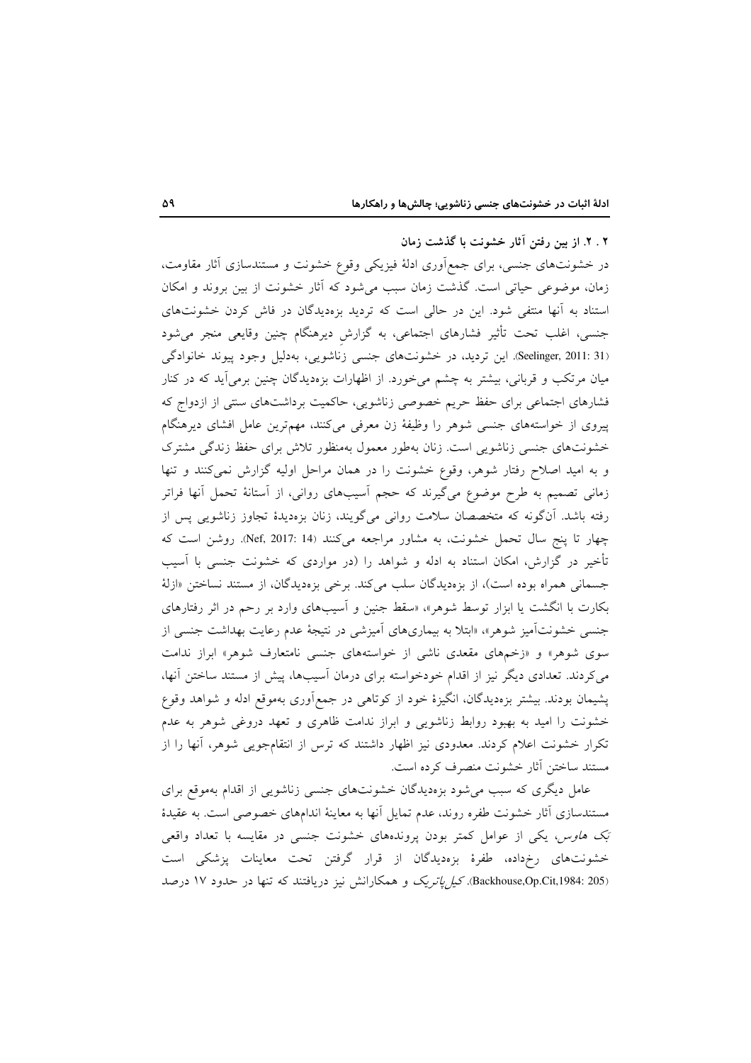### ۲ . ۲. از بین رفتن آثار خشونت با گذشت زمان

در خشونت‌های جنسی، برای جمع‌آوری ادلهٔ فیزیکی وقوع خشونت و مستندسازی آثار مقاومت، زمان، موضوعی حیاتی است. گذشت زمان سبب می‌شود که آثار خشونت از بین بروند و امکان استناد به آنها منتفی شود. این در حالی است که تردید بزه‌دیدگان در فاش کردن خشونت‌های جنسی، اغلب تحت تأثیر فشارهای اجتماعی، به گزارشِ دیرهنگام چنین وقایعی منجر می‌شود (Seelinger, 2011: 31). این تردید، در خشونت‌های جنسی زناشویی، به‌دلیل وجود پیوند خانوادگی میان مرتکب و قربانی، بیشتر به چشم می‌خورد. از اظهارات بزه‌دیدگان چنین برمی‌آید که در کنار فشارهای اجتماعی برای حفظ حریم خصوصی زناشویی، حاکمیت برداشت‌های سنتی از ازدواج که پیروی از خواسته‌های جنسی شوهر را وظیفهٔ زن معرفی می‌کنند، مهم‌ترین عامل افشای دیرهنگام خشونت‌های جنسی زناشویی است. زنان به‌طور معمول به‌منظور تلاش برای حفظ زندگی مشترک و به امید اصلاح رفتار شوهر، وقوع خشونت را در همان مراحل اولیه گزارش نمی‌کنند و تنها زمانی تصمیم به طرح موضوع می‌گیرند که حجم آسیب‌های روانی، از آستانهٔ تحمل آنها فراتر رفته باشد. آن‌گونه که متخصصان سلامت روانی می‌گویند، زنان بزه‌دیدهٔ تجاوز زناشویی پس از چهار تا پنج سال تحمل خشونت، به مشاور مراجعه می‌کنند (Nef, 2017: 14). روشن است که تأخیر در گزارش، امکان استناد به ادله و شواهد را (در مواردی که خشونت جنسی با آسیب جسمانی همراه بوده است)، از بزه‌دیدگان سلب می‌کند. برخی بزه‌دیدگان، از مستند نساختن «ازالهٔ بکارت با انگشت یا ابزار توسط شوهر»، «سقط جنین و آسیب‌های وارد بر رحم در اثر رفتارهای جنسی خشونت‌آمیز شوهر»، «ابتلا به بیماری‌های آمیزشی در نتیجهٔ عدم رعایت بهداشت جنسی از سوی شوهر» و «زخم‌های مقعدی ناشی از خواسته‌های جنسی نامتعارف شوهر» ابراز ندامت می‌کردند. تعدادی دیگر نیز از اقدام خودخواسته برای درمان آسیب‌ها، پیش از مستند ساختن آنها، پشیمان بودند. بیشتر بزه‌دیدگان، انگیزهٔ خود از کوتاهی در جمع‌آوری به‌موقع ادله و شواهد وقوع خشونت را امید به بهبود روابط زناشویی و ابراز ندامت ظاهری و تعهد دروغی شوهر به عدم تکرار خشونت اعلام کردند. معدودی نیز اظهار داشتند که ترس از انتقام‌جویی شوهر، آنها را از مستند ساختن آثار خشونت منصرف کرده است.

عامل دیگری که سبب می‌شود بزه‌دیدگان خشونت‌های جنسی زناشویی از اقدام به‌موقع برای مستندسازی آثار خشونت طفره روند، عدم تمایل آنها به معاینهٔ اندام‌های خصوصی است. به عقیدهٔ *بَک هاوس*، یکی از عوامل کمتر بودن پرونده‌های خشونت جنسی در مقایسه با تعداد واقعی خشونت‌های رخ‌داده، طفرهٔ بزه‌دیدگان از قرار گرفتن تحت معاینات پزشکی است (Backhouse,Op.Cit,1984: 205). *کیل‌پاتریک* و همکارانش نیز دریافتند که تنها در حدود ۱۷ درصد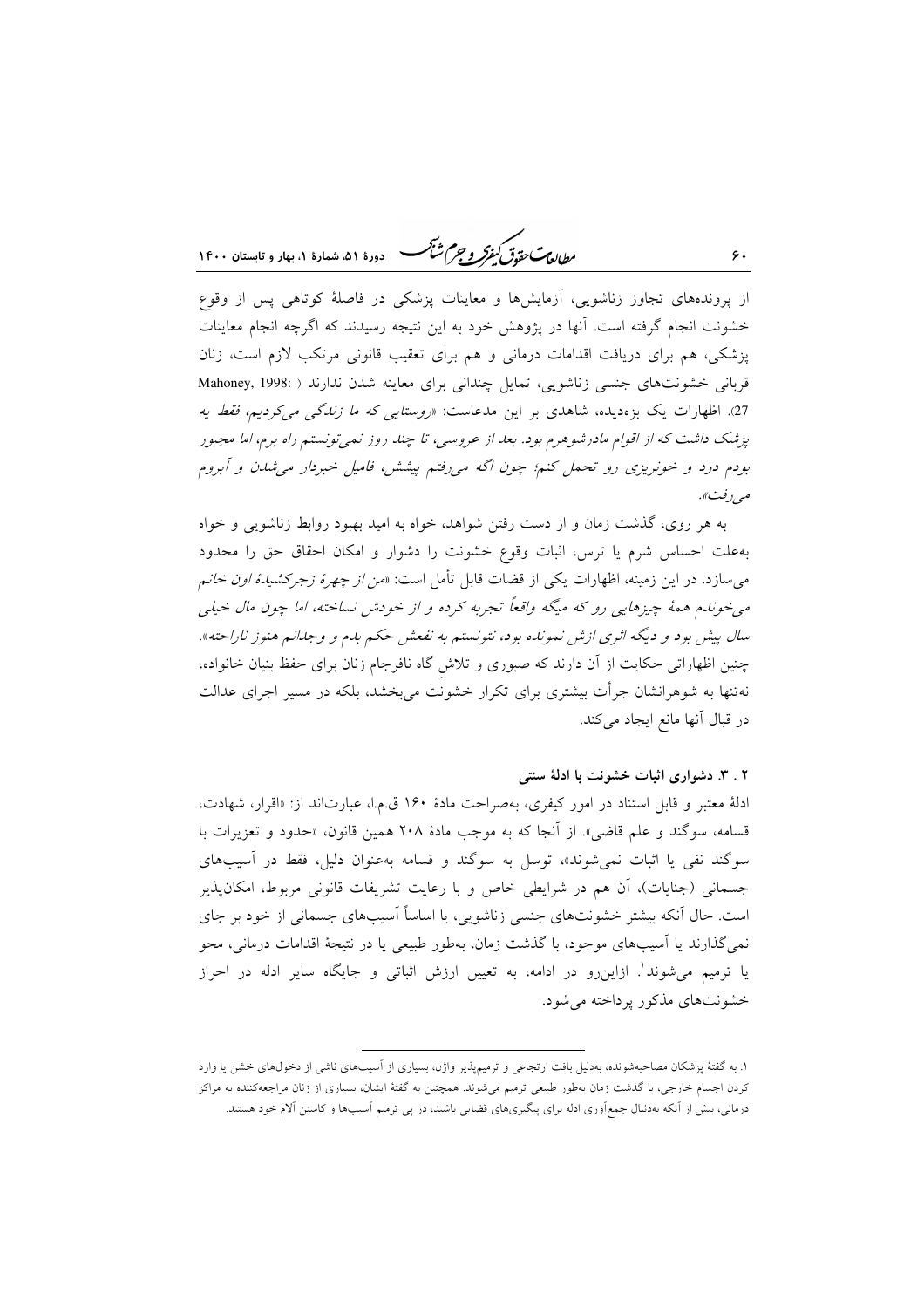از پرونده‌های تجاوز زناشویی، آزمایش‌ها و معاینات پزشکی در فاصلهٔ کوتاهی پس از وقوع خشونت انجام گرفته است. آنها در پژوهش خود به این نتیجه رسیدند که اگرچه انجام معاینات پزشکی، هم برای دریافت اقدامات درمانی و هم برای تعقیب قانونی مرتکب لازم است، زنان قربانی خشونت‌های جنسی زناشویی، تمایل چندانی برای معاینه شدن ندارند ( Mahoney, 1998: 27). اظهارات یک بزه‌دیده، شاهدی بر این مدعاست: *«روستایی که ما زندگی می‌کردیم، فقط یه پزشک داشت که از اقوام مادرشوهرم بود. بعد از عروسی، تا چند روز نمی‌تونستم راه برم، اما مجبور بودم درد و خونریزی رو تحمل کنم؛ چون اگه می‌رفتم پیشش، فامیل خبردار می‌شدن و آبروم می‌رفت».*

به هر روی، گذشت زمان و از دست رفتن شواهد، خواه به امید بهبود روابط زناشویی و خواه به‌علت احساس شرم یا ترس، اثبات وقوع خشونت را دشوار و امکان احقاق حق را محدود می‌سازد. در این زمینه، اظهارات یکی از قضات قابل تأمل است: *«من از چهرهٔ زجرکشیدهٔ اون خانم می‌خوندم همهٔ چیزهایی رو که میگه واقعاً تجربه کرده و از خودش نساخته، اما چون مال خیلی سال پیش بود و دیگه اثری ازش نمونده بود، نتونستم به نفعش حکم بدم و وجدانم هنوز ناراحته».* چنین اظهاراتی حکایت از آن دارند که صبوری و تلاشِ گاه نافرجام زنان برای حفظ بنیان خانواده، نه‌تنها به شوهرانشان جرأت بیشتری برای تکرار خشونت می‌بخشد، بلکه در مسیر اجرای عدالت در قبال آنها مانع ایجاد می‌کند.

### ۲ . ۳. دشواری اثبات خشونت با ادلهٔ سنتی

ادلهٔ معتبر و قابل استناد در امور کیفری، به‌صراحت مادهٔ ۱۶۰ ق.م.ا، عبارت‌اند از: «اقرار، شهادت، قسامه، سوگند و علم قاضی». از آنجا که به موجب مادهٔ ۲۰۸ همین قانون، «حدود و تعزیرات با سوگند نفی یا اثبات نمی‌شوند»، توسل به سوگند و قسامه به‌عنوان دلیل، فقط در آسیب‌های جسمانی (جنایات)، آن هم در شرایطی خاص و با رعایت تشریفات قانونی مربوط، امکان‌پذیر است. حال آنکه بیشتر خشونت‌های جنسی زناشویی، یا اساساً آسیب‌های جسمانی از خود بر جای نمی‌گذارند یا آسیب‌های موجود، با گذشت زمان، به‌طور طبیعی یا در نتیجهٔ اقدامات درمانی، محو یا ترمیم می‌شوند[۱]. ازاین‌رو در ادامه، به تعیین ارزش اثباتی و جایگاه سایر ادله در احراز خشونت‌های مذکور پرداخته می‌شود.

---

۱. به گفتهٔ پزشکان مصاحبه‌شونده، به‌دلیل بافت ارتجاعی و ترمیم‌پذیر واژن، بسیاری از آسیب‌های ناشی از دخول‌های خشن یا وارد کردن اجسام خارجی، با گذشت زمان به‌طور طبیعی ترمیم می‌شوند. همچنین به گفتهٔ ایشان، بسیاری از زنان مراجعه‌کننده به مراکز درمانی، بیش از آنکه به‌دنبال جمع‌آوری ادله برای پیگیری‌های قضایی باشند، در پی ترمیم آسیب‌ها و کاستن آلام خود هستند.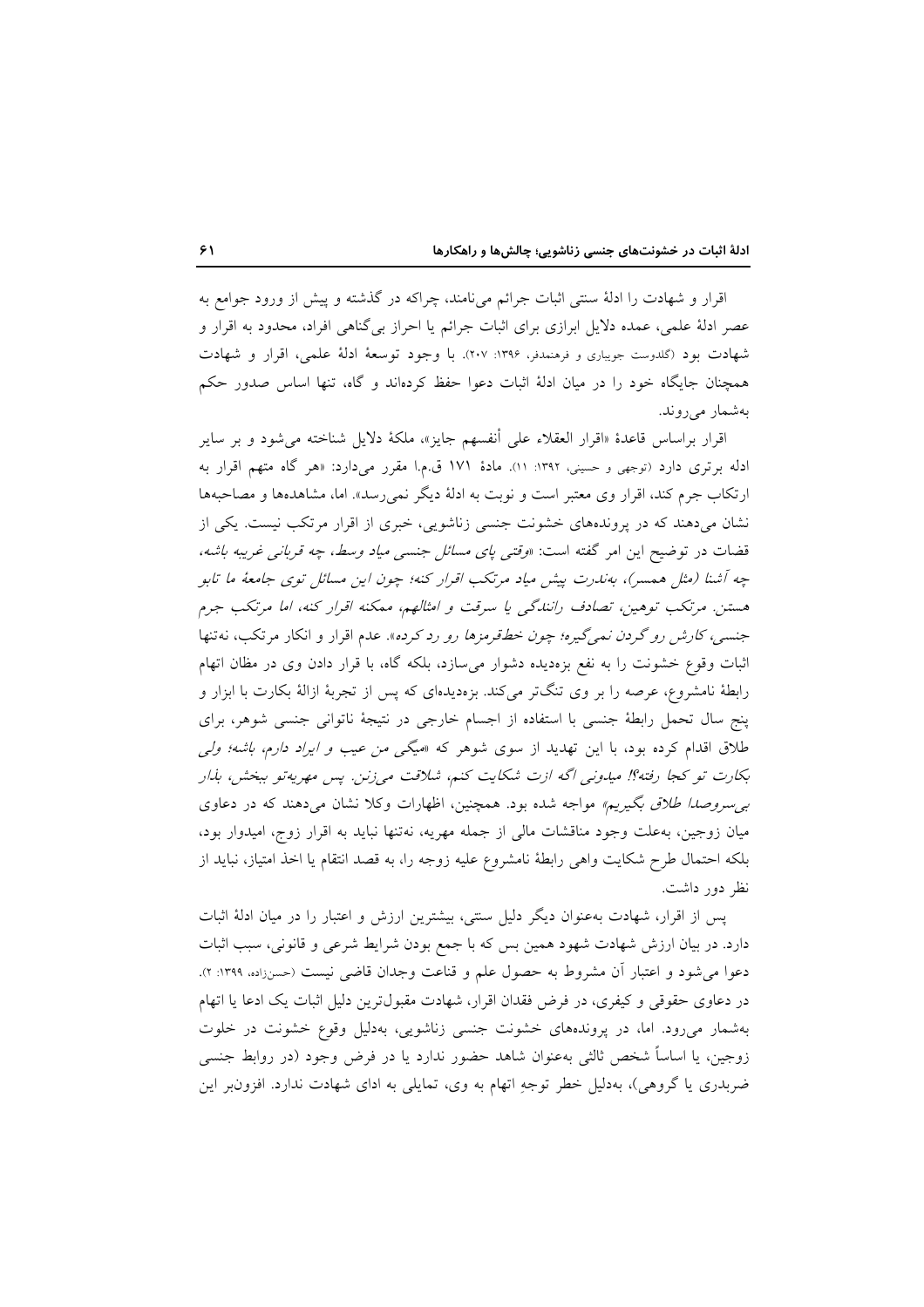اقرار و شهادت را ادلهٔ سنتی اثبات جرائم می‌نامند، چراکه در گذشته و پیش از ورود جوامع به عصر ادلهٔ علمی، عمده دلایل ابرازی برای اثبات جرائم یا احراز بی‌گناهی افراد، محدود به اقرار و شهادت بود (گلدوست جویباری و فرهمندفر، ۱۳۹۶: ۲۰۷). با وجود توسعهٔ ادلهٔ علمی، اقرار و شهادت همچنان جایگاه خود را در میان ادلهٔ اثبات دعوا حفظ کرده‌اند و گاه، تنها اساس صدور حکم به‌شمار می‌روند.

اقرار براساس قاعدهٔ «اقرار العقلاء علی أنفسهم جایز»، ملکهٔ دلایل شناخته می‌شود و بر سایر ادله برتری دارد (توجهی و حسینی، ۱۳۹۲: ۱۱). مادهٔ ۱۷۱ ق.م.ا مقرر می‌دارد: «هر گاه متهم اقرار به ارتکاب جرم کند، اقرار وی معتبر است و نوبت به ادلهٔ دیگر نمی‌رسد». اما، مشاهده‌ها و مصاحبه‌ها نشان می‌دهند که در پرونده‌های خشونت جنسی زناشویی، خبری از اقرار مرتکب نیست. یکی از قضات در توضیح این امر گفته است: «*وقتی پای مسائل جنسی میاد وسط، چه قربانی غریبه باشه، چه آشنا (مثل همسر)، به‌ندرت پیش میاد مرتکب اقرار کنه؛ چون این مسائل توی جامعهٔ ما تابو هستن. مرتکب توهین، تصادف رانندگی یا سرقت و امثالهم، ممکنه اقرار کنه، اما مرتکب جرم جنسی، کارش رو گردن نمی‌گیره؛ چون خط‌قرمزها رو رد کرده*». عدم اقرار و انکار مرتکب، نه‌تنها اثبات وقوع خشونت را به نفع بزه‌دیده دشوار می‌سازد، بلکه گاه، با قرار دادن وی در مظان اتهام رابطهٔ نامشروع، عرصه را بر وی تنگ‌تر می‌کند. بزه‌دیده‌ای که پس از تجربهٔ ازالهٔ بکارت با ابزار و پنج سال تحمل رابطهٔ جنسی با استفاده از اجسام خارجی در نتیجهٔ ناتوانی جنسی شوهر، برای طلاق اقدام کرده بود، با این تهدید از سوی شوهر که «*میگی من عیب و ایراد دارم، باشه؛ ولی بکارت تو کجا رفته؟! میدونی اگه ازت شکایت کنم، شلاقت می‌زنن. پس مهریه‌تو ببخش، بذار بی‌سروصدا طلاق بگیریم*» مواجه شده بود. همچنین، اظهارات وکلا نشان می‌دهند که در دعاوی میان زوجین، به‌علت وجود مناقشات مالی از جمله مهریه، نه‌تنها نباید به اقرار زوج، امیدوار بود، بلکه احتمال طرح شکایت واهی رابطهٔ نامشروع علیه زوجه را، به قصد انتقام یا اخذ امتیاز، نباید از نظر دور داشت.

پس از اقرار، شهادت به‌عنوان دیگر دلیل سنتی، بیشترین ارزش و اعتبار را در میان ادلهٔ اثبات دارد. در بیان ارزش شهادت شهود همین بس که با جمع بودن شرایط شرعی و قانونی، سبب اثبات دعوا می‌شود و اعتبار آن مشروط به حصول علم و قناعت وجدان قاضی نیست (حسن‌زاده، ۱۳۹۹: ۲). در دعاوی حقوقی و کیفری، در فرض فقدان اقرار، شهادت مقبول‌ترین دلیل اثبات یک ادعا یا اتهام به‌شمار می‌رود. اما، در پرونده‌های خشونت جنسی زناشویی، به‌دلیل وقوع خشونت در خلوت زوجین، یا اساساً شخص ثالثی به‌عنوان شاهد حضور ندارد یا در فرض وجود (در روابط جنسی ضربدری یا گروهی)، به‌دلیل خطر توجهِ اتهام به وی، تمایلی به ادای شهادت ندارد. افزون‌بر این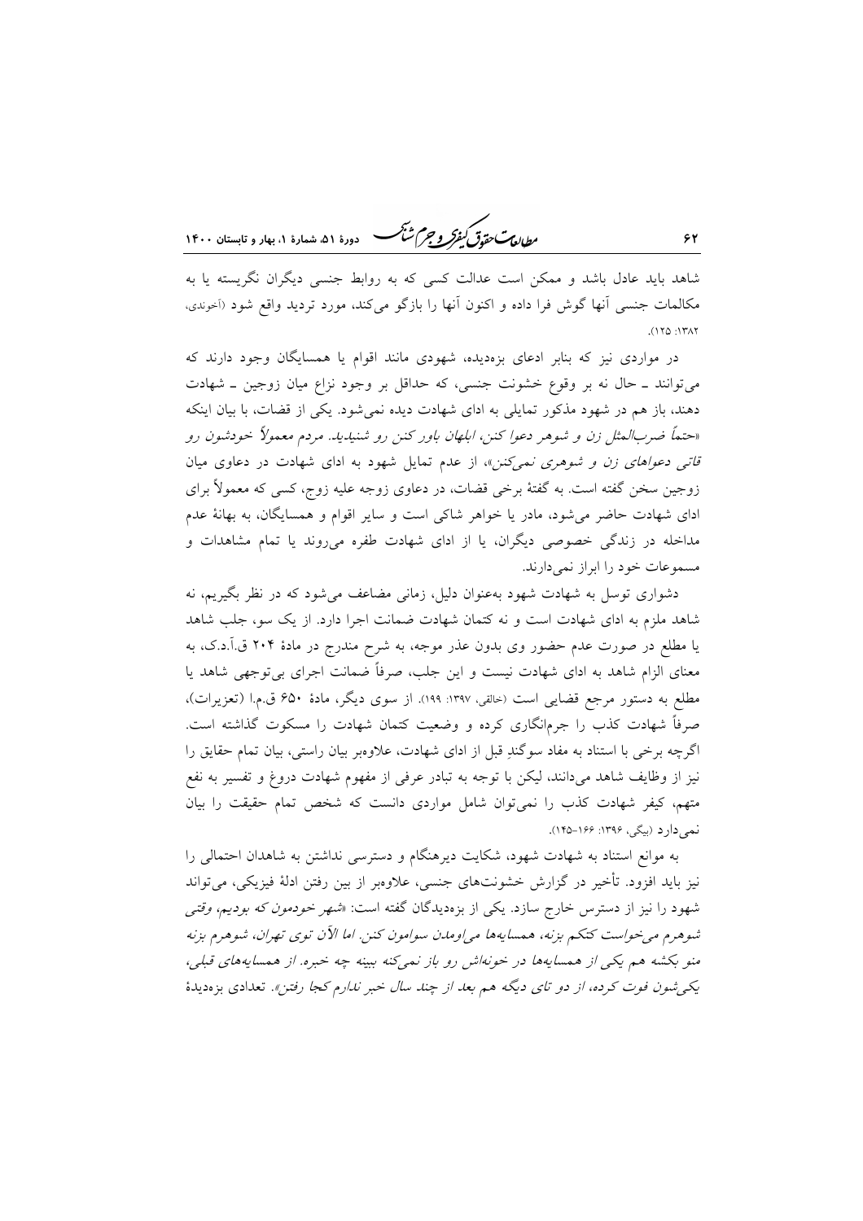شاهد باید عادل باشد و ممکن است عدالت کسی که به روابط جنسی دیگران نگریسته یا به مکالمات جنسی آنها گوش فرا داده و اکنون آنها را بازگو می‌کند، مورد تردید واقع شود (آخوندی، ۱۳۸۲: ۱۲۵).

در مواردی نیز که بنابر ادعای بزه‌دیده، شهودی مانند اقوام یا همسایگان وجود دارند که می‌توانند ـ حال نه بر وقوع خشونت جنسی، که حداقل بر وجود نزاع میان زوجین ـ شهادت دهند، باز هم در شهود مذکور تمایلی به ادای شهادت دیده نمی‌شود. یکی از قضات، با بیان اینکه «*حتماً ضرب‌المثل زن و شوهر دعوا کنن، ابلهان باور کنن رو شنیدید. مردم معمولاً خودشون رو قاتی دعواهای زن و شوهری نمی‌کنن*»، از عدم تمایل شهود به ادای شهادت در دعاوی میان زوجین سخن گفته است. به گفتهٔ برخی قضات، در دعاوی زوجه علیه زوج، کسی که معمولاً برای ادای شهادت حاضر می‌شود، مادر یا خواهر شاکی است و سایر اقوام و همسایگان، به بهانهٔ عدم مداخله در زندگی خصوصی دیگران، یا از ادای شهادت طفره می‌روند یا تمام مشاهدات و مسموعات خود را ابراز نمی‌دارند.

دشواری توسل به شهادت شهود به‌عنوان دلیل، زمانی مضاعف می‌شود که در نظر بگیریم، نه شاهد ملزم به ادای شهادت است و نه کتمان شهادت ضمانت اجرا دارد. از یک سو، جلب شاهد یا مطلع در صورت عدم حضور وی بدون عذر موجه، به شرح مندرج در مادهٔ ۲۰۴ ق.آ.د.ک، به معنای الزام شاهد به ادای شهادت نیست و این جلب، صرفاً ضمانت اجرای بی‌توجهی شاهد یا مطلع به دستور مرجع قضایی است (خالقی، ۱۳۹۷: ۱۹۹). از سوی دیگر، مادهٔ ۶۵۰ ق.م.ا (تعزیرات)، صرفاً شهادت کذب را جرم‌انگاری کرده و وضعیت کتمان شهادت را مسکوت گذاشته است. اگرچه برخی با استناد به مفاد سوگندِ قبل از ادای شهادت، علاوه‌بر بیان راستی، بیان تمام حقایق را نیز از وظایف شاهد می‌دانند، لیکن با توجه به تبادر عرفی از مفهوم شهادت دروغ و تفسیر به نفع متهم، کیفر شهادت کذب را نمی‌توان شامل مواردی دانست که شخص تمام حقیقت را بیان نمی‌دارد (بیگی، ۱۳۹۶: ۱۶۶-۱۴۵).

به موانع استناد به شهادت شهود، شکایت دیرهنگام و دسترسی نداشتن به شاهدان احتمالی را نیز باید افزود. تأخیر در گزارش خشونت‌های جنسی، علاوه‌بر از بین رفتن ادلهٔ فیزیکی، می‌تواند شهود را نیز از دسترس خارج سازد. یکی از بزه‌دیدگان گفته است: «*شهر خودمون که بودیم، وقتی شوهرم می‌خواست کتکم بزنه، همسایه‌ها می‌اومدن سوامون کنن. اما الآن توی تهران، شوهرم بزنه منو بکشه هم یکی از همسایه‌ها در خونه‌اش رو باز نمی‌کنه ببینه چه خبره. از همسایه‌های قبلی، یکی‌شون فوت کرده، از دو تای دیگه هم بعد از چند سال خبر ندارم کجا رفتن*». تعدادی بزه‌دیدهٔ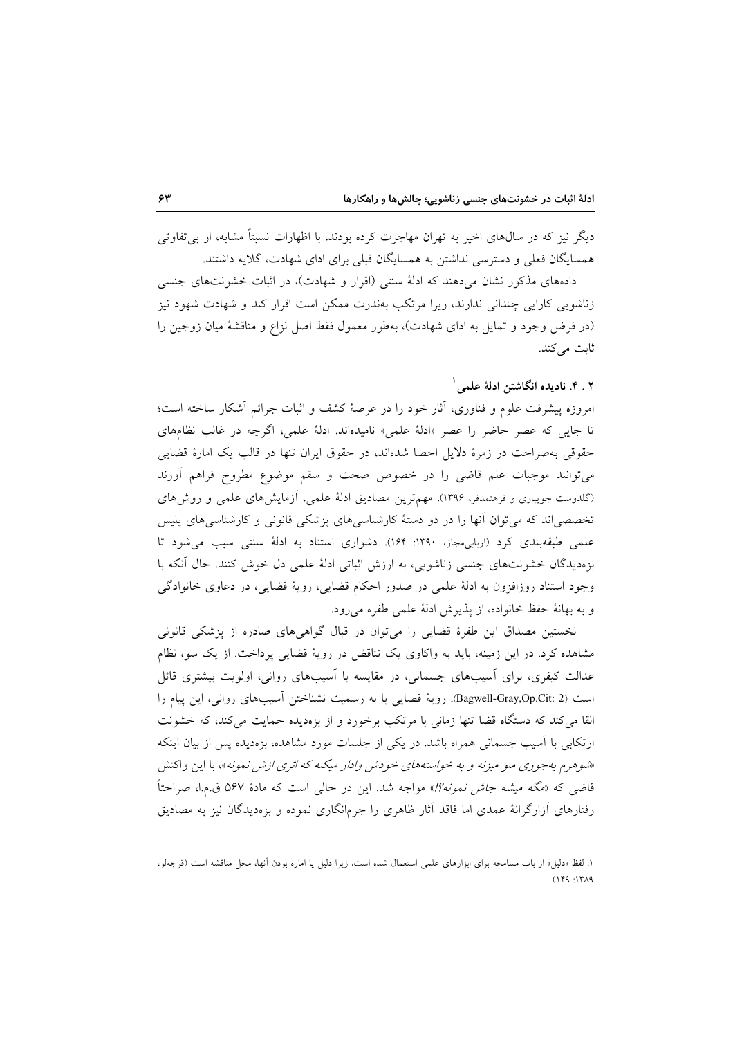دیگر نیز که در سال‌های اخیر به تهران مهاجرت کرده بودند، با اظهارات نسبتاً مشابه، از بی‌تفاوتی همسایگان فعلی و دسترسی نداشتن به همسایگان قبلی برای ادای شهادت، گلایه داشتند.

داده‌های مذکور نشان می‌دهند که ادلهٔ سنتی (اقرار و شهادت)، در اثبات خشونت‌های جنسی زناشویی کارایی چندانی ندارند، زیرا مرتکب به‌ندرت ممکن است اقرار کند و شهادت شهود نیز (در فرض وجود و تمایل به ادای شهادت)، به‌طور معمول فقط اصل نزاع و مناقشهٔ میان زوجین را ثابت می‌کند.

### ۲ . ۴. نادیده انگاشتن ادلهٔ علمی[1]

امروزه پیشرفت علوم و فناوری، آثار خود را در عرصهٔ کشف و اثبات جرائم آشکار ساخته است؛ تا جایی که عصر حاضر را عصر «ادلهٔ علمی» نامیده‌اند. ادلهٔ علمی، اگرچه در غالب نظام‌های حقوقی به‌صراحت در زمرهٔ دلایل احصا شده‌اند، در حقوق ایران تنها در قالب یک امارهٔ قضایی می‌توانند موجبات علم قاضی را در خصوص صحت و سقم موضوع مطروح فراهم آورند (گلدوست جویباری و فرهمندفر، ۱۳۹۶). مهم‌ترین مصادیق ادلهٔ علمی، آزمایش‌های علمی و روش‌های تخصصی‌اند که می‌توان آنها را در دو دستهٔ کارشناسی‌های پزشکی قانونی و کارشناسی‌های پلیس علمی طبقه‌بندی کرد (اربابی‌مجاز، ۱۳۹۰: ۱۶۴). دشواری استناد به ادلهٔ سنتی سبب می‌شود تا بزه‌دیدگان خشونت‌های جنسی زناشویی، به ارزش اثباتی ادلهٔ علمی دل خوش کنند. حال آنکه با وجود استناد روزافزون به ادلهٔ علمی در صدور احکام قضایی، رویهٔ قضایی، در دعاوی خانوادگی و به بهانهٔ حفظ خانواده، از پذیرش ادلهٔ علمی طفره می‌رود.

نخستین مصداق این طفرهٔ قضایی را می‌توان در قبال گواهی‌های صادره از پزشکی قانونی مشاهده کرد. در این زمینه، باید به واکاوی یک تناقض در رویهٔ قضایی پرداخت. از یک سو، نظام عدالت کیفری، برای آسیب‌های جسمانی، در مقایسه با آسیب‌های روانی، اولویت بیشتری قائل است (Bagwell-Gray,Op.Cit: 2). رویهٔ قضایی با به رسمیت نشناختن آسیب‌های روانی، این پیام را القا می‌کند که دستگاه قضا تنها زمانی با مرتکب برخورد و از بزه‌دیده حمایت می‌کند، که خشونت ارتکابی با آسیب جسمانی همراه باشد. در یکی از جلسات مورد مشاهده، بزه‌دیده پس از بیان اینکه «*شوهرم به‌جوری منو میزنه و به خواسته‌های خودش وادار میکنه که اثری ازش نمونه*»، با این واکنش قاضی که «*مگه میشه جاش نمونه؟!*» مواجه شد. این در حالی است که مادهٔ ۵۶۷ ق.م.ا، صراحتاً رفتارهای آزارگرانهٔ عمدی اما فاقد آثار ظاهری را جرم‌انگاری نموده و بزه‌دیدگان نیز به مصادیق

---

[1] لفظ «دلیل» از باب مسامحه برای ابزارهای علمی استعمال شده است، زیرا دلیل یا اماره بودن آنها، محل مناقشه است (قرجه‌لو، ۱۳۸۹: ۱۴۹)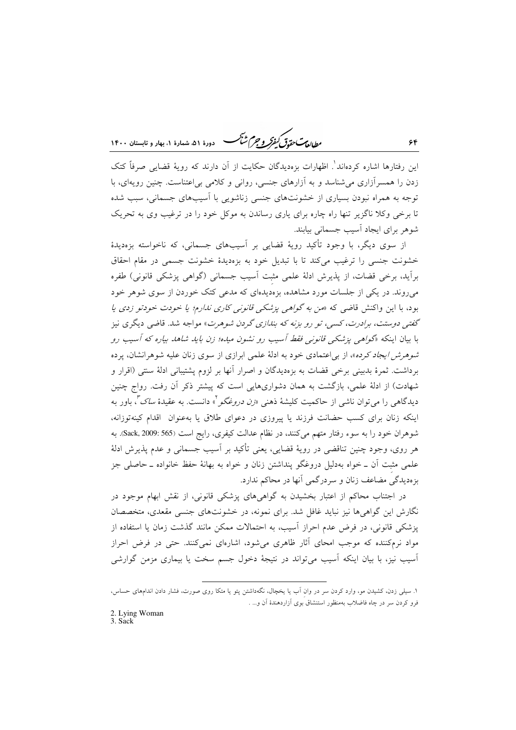این رفتارها اشاره کرده‌اند[1]. اظهارات بزه‌دیدگان حکایت از آن دارند که رویهٔ قضایی صرفاً کتک زدن را همسرآزاری می‌شناسد و به آزارهای جنسی، روانی و کلامی بی‌اعتناست. چنین رویه‌ای، با توجه به همراه نبودن بسیاری از خشونت‌های جنسی زناشویی با آسیب‌های جسمانی، سبب شده تا برخی وکلا ناگزیر تنها راه چاره برای یاری رساندن به موکل خود را در ترغیب وی به تحریک شوهر برای ایجاد آسیب جسمانی بیابند.

از سوی دیگر، با وجود تأکید رویهٔ قضایی بر آسیب‌های جسمانی، که ناخواسته بزه‌دیدهٔ خشونت جنسی را ترغیب می‌کند تا با تبدیل خود به بزه‌دیدهٔ خشونت جسمی در مقام احقاق برآید، برخی قضات، از پذیرش ادلهٔ علمی مثبِت آسیب جسمانی (گواهی پزشکی قانونی) طفره می‌روند. در یکی از جلسات مورد مشاهده، بزه‌دیده‌ای که مدعی کتک خوردن از سوی شوهر خود بود، با این واکنش قاضی که *«من به گواهی پزشکی قانونی کاری ندارم؛ یا خودت خودتو زدی یا گفتی دوستت، برادرت، کسی، تو رو بزنه که بندازی گردن شوهرت»* مواجه شد. قاضی دیگری نیز با بیان اینکه *«گواهی پزشکی قانونی فقط آسیب رو نشون میده؛ زن باید شاهد بیاره که آسیب رو شوهرش ایجاد کرده»*، از بی‌اعتمادی خود به ادلهٔ علمی ابرازی از سوی زنان علیه شوهرانشان، پرده برداشت. ثمرهٔ بدبینی برخی قضات به بزه‌دیدگان و اصرار آنها بر لزوم پشتیبانی ادلهٔ سنتی (اقرار و شهادت) از ادلهٔ علمی، بازگشت به همان دشواری‌هایی است که پیشتر ذکر آن رفت. رواج چنین دیدگاهی را می‌توان ناشی از حاکمیت کلیشهٔ ذهنی *«زن دروغگو»*[2] دانست. به عقیدهٔ *ساک*[3]، باور به اینکه زنان برای کسب حضانت فرزند یا پیروزی در دعوای طلاق یا به‌عنوان اقدام کینه‌توزانه، شوهران خود را به سوء رفتار متهم می‌کنند، در نظام عدالت کیفری، رایج است (Sack, 2009: 565). به هر روی، وجود چنین تناقضی در رویهٔ قضایی، یعنی تأکید بر آسیب جسمانی و عدم پذیرش ادلهٔ علمی مثبِت آن ـ خواه به‌دلیل دروغگو پنداشتن زنان و خواه به بهانهٔ حفظ خانواده ـ حاصلی جز بزه‌دیدگیِ مضاعف زنان و سردرگمی آنها در محاکم ندارد.

در اجتناب محاکم از اعتبار بخشیدن به گواهی‌های پزشکی قانونی، از نقش ابهام موجود در نگارش این گواهی‌ها نیز نباید غافل شد. برای نمونه، در خشونت‌های جنسی مقعدی، متخصصان پزشکی قانونی، در فرض عدم احراز آسیب، به احتمالات ممکن مانند گذشت زمان یا استفاده از مواد نرم‌کننده که موجب امحای آثار ظاهری می‌شود، اشاره‌ای نمی‌کنند. حتی در فرض احراز آسیب نیز، با بیان اینکه آسیب می‌تواند در نتیجهٔ دخول جسم سخت یا بیماری مزمن گوارشی

---

۱. سیلی زدن، کشیدن مو، وارد کردن سر در وان آب یا یخچال، نگه‌داشتن پتو یا متکا روی صورت، فشار دادن اندام‌های حساس، فرو کردن سر در چاه فاضلاب به‌منظور استنشاق بوی آزاردهندهٔ آن و... .

2. Lying Woman

3. Sack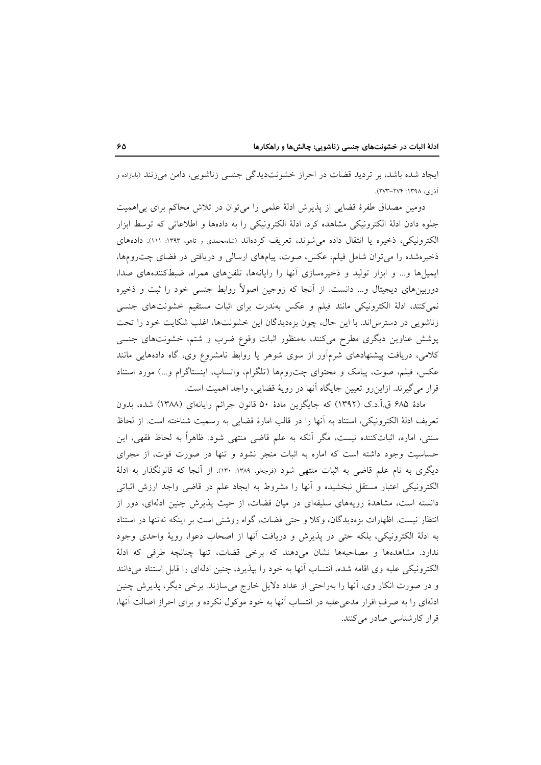ایجاد شده باشد، بر تردید قضات در احراز خشونت‌دیدگی جنسی زناشویی، دامن می‌زنند (بابازاده و آذری، ۱۳۹۸: ۲۷۴-۲۷۳).

دومین مصداق طفرهٔ قضایی از پذیرش ادلهٔ علمی را می‌توان در تلاش محاکم برای بی‌اهمیت جلوه دادن ادلهٔ الکترونیکی مشاهده کرد. ادلهٔ الکترونیکی را به داده‌ها و اطلاعاتی که توسط ابزار الکترونیکی، ذخیره یا انتقال داده می‌شوند، تعریف کرده‌اند (شاه‌محمدی و تاهو، ۱۳۹۳: ۱۱۱). داده‌های ذخیره‌شده را می‌توان شامل فیلم، عکس، صوت، پیام‌های ارسالی و دریافتی در فضای چت‌روم‌ها، ایمیل‌ها و... و ابزار تولید و ذخیره‌سازی آنها را رایانه‌ها، تلفن‌های همراه، ضبط‌کننده‌های صدا، دوربین‌های دیجیتال و... دانست. از آنجا که زوجین اصولاً روابط جنسی خود را ثبت و ذخیره نمی‌کنند، ادلهٔ الکترونیکی مانند فیلم و عکس به‌ندرت برای اثبات مستقیم خشونت‌های جنسی زناشویی در دسترس‌اند. با این حال، چون بزه‌دیدگان این خشونت‌ها، اغلب شکایت خود را تحت پوشش عناوین دیگری مطرح می‌کنند، به‌منظور اثبات وقوع ضرب و شتم، خشونت‌های جنسی کلامی، دریافت پیشنهادهای شرم‌آور از سوی شوهر یا روابط نامشروع وی، گاه داده‌هایی مانند عکس، فیلم، صوت، پیامک و محتوای چت‌روم‌ها (تلگرام، واتساپ، اینستاگرام و...) مورد استناد قرار می‌گیرند. ازاین‌رو تعیین جایگاه آنها در رویهٔ قضایی، واجد اهمیت است.

مادهٔ ۶۸۵ ق.آ.د.ک (۱۳۹۲) که جایگزین مادهٔ ۵۰ قانون جرائم رایانه‌ای (۱۳۸۸) شده، بدون تعریف ادلهٔ الکترونیکی، استناد به آنها را در قالب امارهٔ قضایی به رسمیت شناخته است. از لحاظ سنتی، اماره، اثبات‌کننده نیست، مگر آنکه به علم قاضی منتهی شود. ظاهراً به لحاظ فقهی، این حساسیت وجود داشته است که اماره به اثبات منجر نشود و تنها در صورت قوت، از مجرای دیگری به نام علم قاضی به اثبات منتهی شود (قرجه‌لو، ۱۳۸۹: ۱۳۰). از آنجا که قانونگذار به ادلهٔ الکترونیکی اعتبار مستقل نبخشیده و آنها را مشروط به ایجاد علم در قاضی واجد ارزش اثباتی دانسته است، مشاهدهٔ رویه‌های سلیقه‌ای در میان قضات، از حیث پذیرش چنین ادله‌ای، دور از انتظار نیست. اظهارات بزه‌دیدگان، وکلا و حتی قضات، گواه روشنی است بر اینکه نه‌تنها در استناد به ادلهٔ الکترونیکی، بلکه حتی در پذیرش و دریافت آنها از اصحاب دعوا، رویهٔ واحدی وجود ندارد. مشاهده‌ها و مصاحبه‌ها نشان می‌دهند که برخی قضات، تنها چنانچه طرفی که ادلهٔ الکترونیکی علیه وی اقامه شده، انتساب آنها به خود را بپذیرد، چنین ادله‌ای را قابل استناد می‌دانند و در صورت انکار وی، آنها را به‌راحتی از عداد دلایل خارج می‌سازند. برخی دیگر، پذیرش چنین ادله‌ای را به صرفِ اقرار مدعی‌علیه در انتساب آنها به خود موکول نکرده و برای احراز اصالت آنها، قرار کارشناسی صادر می‌کنند.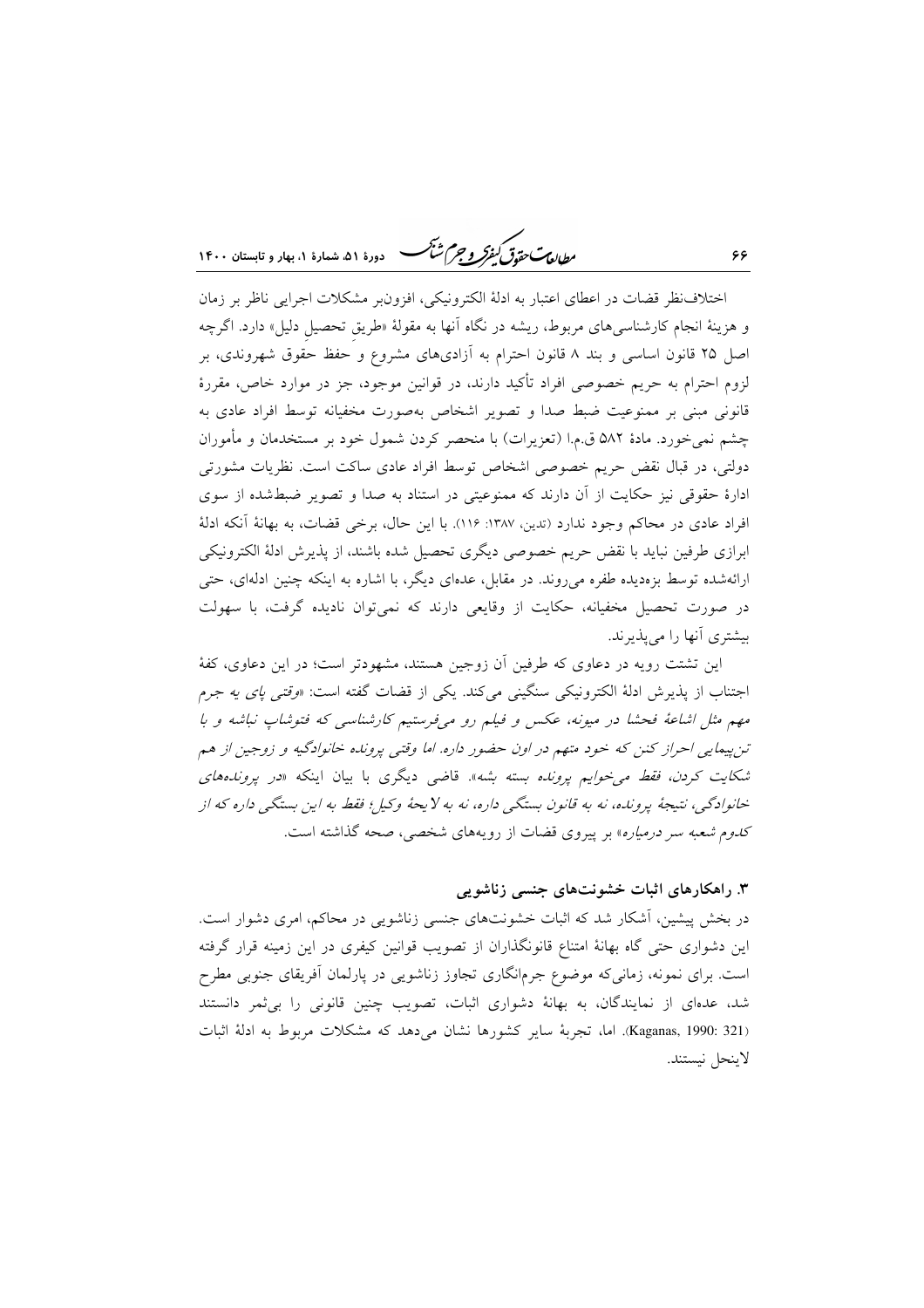اختلاف‌نظر قضات در اعطای اعتبار به ادلهٔ الکترونیکی، افزون‌بر مشکلات اجرایی ناظر بر زمان و هزینهٔ انجام کارشناسی‌های مربوط، ریشه در نگاه آنها به مقولهٔ «طریقِ تحصیل دلیل» دارد. اگرچه اصل ۲۵ قانون اساسی و بند ۸ قانون احترام به آزادی‌های مشروع و حفظ حقوق شهروندی، بر لزوم احترام به حریم خصوصی افراد تأکید دارند، در قوانین موجود، جز در موارد خاص، مقررهٔ قانونی مبنی بر ممنوعیت ضبط صدا و تصویر اشخاص به‌صورت مخفیانه توسط افراد عادی به چشم نمی‌خورد. مادهٔ ۵۸۲ ق.م.ا (تعزیرات) با منحصر کردن شمول خود بر مستخدمان و مأموران دولتی، در قبال نقض حریم خصوصی اشخاص توسط افراد عادی ساکت است. نظریات مشورتی ادارهٔ حقوقی نیز حکایت از آن دارند که ممنوعیتی در استناد به صدا و تصویر ضبط‌شده از سوی افراد عادی در محاکم وجود ندارد (تدین، ۱۳۸۷: ۱۱۶). با این حال، برخی قضات، به بهانهٔ آنکه ادلهٔ ابرازی طرفین نباید با نقض حریم خصوصی دیگری تحصیل شده باشند، از پذیرش ادلهٔ الکترونیکی ارائه‌شده توسط بزه‌دیده طفره می‌روند. در مقابل، عده‌ای دیگر، با اشاره به اینکه چنین ادله‌ای، حتی در صورت تحصیل مخفیانه، حکایت از وقایعی دارند که نمی‌توان نادیده گرفت، با سهولت بیشتری آنها را می‌پذیرند.

این تشتت رویه در دعاوی که طرفین آن زوجین هستند، مشهودتر است؛ در این دعاوی، کفهٔ اجتناب از پذیرش ادلهٔ الکترونیکی سنگینی می‌کند. یکی از قضات گفته است: «*وقتی پای یه جرم مهم مثل اشاعهٔ فحشا در میونه، عکس و فیلم رو می‌فرستیم کارشناسی که فتوشاپ نباشه و با تن‌پیمایی احراز کنن که خود متهم در اون حضور داره. اما وقتی پرونده خانوادگیه و زوجین از هم شکایت کردن، فقط می‌خوایم پرونده بسته بشه*». قاضی دیگری با بیان اینکه «*در پرونده‌های خانوادگی، نتیجهٔ پرونده، نه به قانون بستگی داره، نه به لایحهٔ وکیل؛ فقط به این بستگی داره که از کدوم شعبه سر درمیاره*» بر پیروی قضات از رویه‌های شخصی، صحه گذاشته است.

### ۳. راهکارهای اثبات خشونت‌های جنسی زناشویی

در بخش پیشین، آشکار شد که اثبات خشونت‌های جنسی زناشویی در محاکم، امری دشوار است. این دشواری حتی گاه بهانهٔ امتناع قانونگذاران از تصویب قوانین کیفری در این زمینه قرار گرفته است. برای نمونه، زمانی‌که موضوع جرم‌انگاری تجاوز زناشویی در پارلمان آفریقای جنوبی مطرح شد، عده‌ای از نمایندگان، به بهانهٔ دشواری اثبات، تصویب چنین قانونی را بی‌ثمر دانستند (Kaganas, 1990: 321). اما، تجربهٔ سایر کشورها نشان می‌دهد که مشکلات مربوط به ادلهٔ اثبات لاینحل نیستند.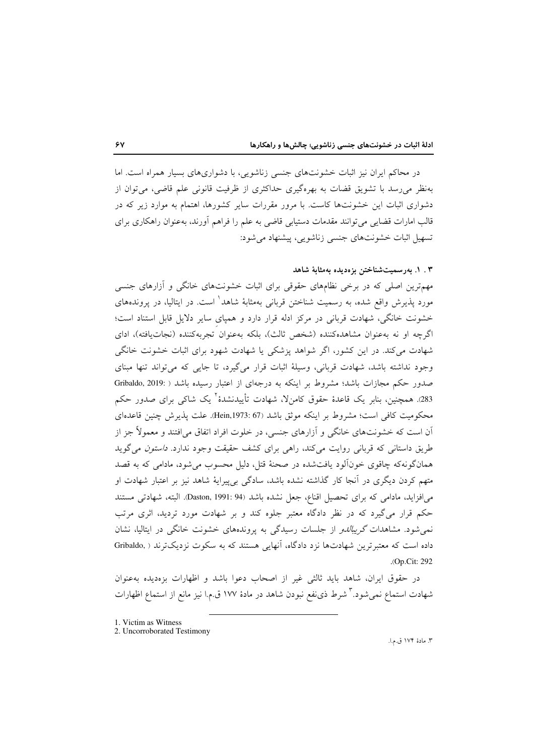در محاکم ایران نیز اثبات خشونت‌های جنسی زناشویی، با دشواری‌های بسیار همراه است. اما به‌نظر می‌رسد با تشویق قضات به بهره‌گیری حداکثری از ظرفیت قانونی علم قاضی، می‌توان از دشواری اثبات این خشونت‌ها کاست. با مرور مقررات سایر کشورها، اهتمام به موارد زیر که در قالب امارات قضایی می‌توانند مقدمات دستیابی قاضی به علم را فراهم آورند، به‌عنوان راهکاری برای تسهیل اثبات خشونت‌های جنسی زناشویی، پیشنهاد می‌شود:

### ۳ . ۱. به‌رسمیت‌شناختن بزه‌دیده به‌مثابهٔ شاهد

مهم‌ترین اصلی که در برخی نظام‌های حقوقی برای اثبات خشونت‌های خانگی و آزارهای جنسی مورد پذیرش واقع شده، به رسمیت شناختن قربانی به‌مثابهٔ شاهد[1] است. در ایتالیا، در پرونده‌های خشونت خانگی، شهادت قربانی در مرکز ادله قرار دارد و همپای سایر دلایل قابل استناد است؛ اگرچه او نه به‌عنوان مشاهده‌کننده (شخص ثالث)، بلکه به‌عنوان تجربه‌کننده (نجات‌یافته)، ادای شهادت می‌کند. در این کشور، اگر شواهد پزشکی یا شهادت شهود برای اثبات خشونت خانگی وجود نداشته باشد، شهادت قربانی، وسیلهٔ اثبات قرار می‌گیرد، تا جایی که می‌تواند تنها مبنای صدور حکم مجازات باشد؛ مشروط بر اینکه به درجه‌ای از اعتبار رسیده باشد (Gribaldo, 2019: 283). همچنین، بنابر یک قاعدهٔ حقوق کامن‌لا، شهادت تأییدنشدهٔ[2] یک شاکی برای صدور حکم محکومیت کافی است؛ مشروط بر اینکه موثق باشد (Hein,1973: 67). علت پذیرش چنین قاعده‌ای آن است که خشونت‌های خانگی و آزارهای جنسی، در خلوت افراد اتفاق می‌افتند و معمولاً جز از طریق داستانی که قربانی روایت می‌کند، راهی برای کشف حقیقت وجود ندارد. *داستون* می‌گوید همان‌گونه‌که چاقوی خون‌آلود یافت‌شده در صحنهٔ قتل، دلیل محسوب می‌شود، مادامی که به قصد متهم کردن دیگری در آنجا کار گذاشته نشده باشد، سادگی بی‌پیرایهٔ شاهد نیز بر اعتبار شهادت او می‌افزاید، مادامی که برای تحصیل اقناع، جعل نشده باشد (Daston, 1991: 94). البته، شهادتی مستند حکم قرار می‌گیرد که در نظر دادگاه معتبر جلوه کند و بر شهادت مورد تردید، اثری مرتب نمی‌شود. مشاهدات *گریبالدو* از جلسات رسیدگی به پرونده‌های خشونت خانگی در ایتالیا، نشان داده است که معتبرترین شهادت‌ها نزد دادگاه، آنهایی هستند که به سکوت نزدیک‌ترند (Gribaldo, Op.Cit: 292).

در حقوق ایران، شاهد باید ثالثی غیر از اصحاب دعوا باشد و اظهارات بزه‌دیده به‌عنوان شهادت استماع نمی‌شود.[3] شرط ذی‌نفع نبودن شاهد در مادهٔ ۱۷۷ ق.م.ا نیز مانع از استماع اظهارات

---

1. Victim as Witness
2. Uncorroborated Testimony
۳. مادهٔ ۱۷۴ ق.م.ا.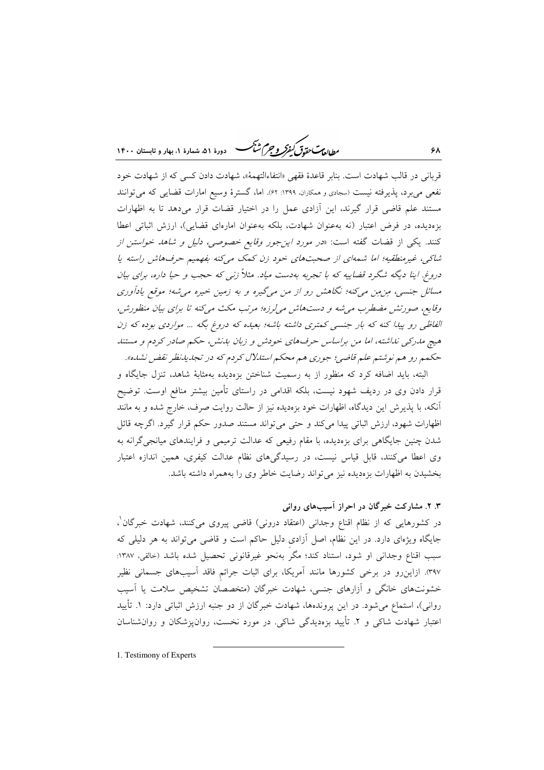قربانی در قالب شهادت است. بنابر قاعدهٔ فقهی «انتفاءالتهمهٔ»، شهادت دادن کسی که از شهادت خود نفعی می‌برد، پذیرفته نیست (سجادی و همکاران، ۱۳۹۹: ۶۲). اما، گسترهٔ وسیع امارات قضایی که می‌توانند مستند علم قاضی قرار گیرند، این آزادی عمل را در اختیار قضات قرار می‌دهد تا به اظهارات بزه‌دیده، در فرض اعتبار (نه به‌عنوان شهادت، بلکه به‌عنوان اماره‌ای قضایی)، ارزش اثباتی اعطا کنند. یکی از قضات گفته است: «*در مورد این‌جور وقایع خصوصی، دلیل و شاهد خواستن از شاکی، غیرمنطقیه؛ اما شمه‌ای از صحبت‌های خود زن کمک می‌کنه بفهمیم حرف‌هاش راسته یا دروغ. اینا دیگه شگرد قضاییه که با تجربه به‌دست میاد. مثلاً زنی که حجب و حیا داره، برای بیان مسائل جنسی، مِن‌مِن می‌کنه؛ نگاهش رو از من می‌گیره و به زمین خیره می‌شه؛ موقع یادآوری وقایع، صورتش مضطرب می‌شه و دست‌هاش می‌لرزه؛ مرتب مکث می‌کنه تا برای بیان منظورش، الفاظی رو پیدا کنه که بار جنسی کمتری داشته باشه؛ بعیده که دروغ بگه ... مواردی بوده که زن هیچ مدرکی نداشته، اما من براساس حرف‌های خودش و زبان بدنش، حکم صادر کردم و مستند حکمم رو هم نوشتم علم قاضی؛ جوری هم محکم استدلال کردم که در تجدیدنظر نقض نشده*».

البته، باید اضافه کرد که منظور از به رسمیت شناختن بزه‌دیده به‌مثابهٔ شاهد، تنزل جایگاه و قرار دادن وی در ردیف شهود نیست، بلکه اقدامی در راستای تأمین بیشتر منافع اوست. توضیح آنکه، با پذیرش این دیدگاه، اظهارات خود بزه‌دیده نیز از حالت روایت صرف، خارج شده و به مانند اظهارات شهود، ارزش اثباتی پیدا می‌کند و حتی می‌تواند مستند صدور حکم قرار گیرد. اگرچه قائل شدن چنین جایگاهی برای بزه‌دیده، با مقام رفیعی که عدالت ترمیمی و فرایندهای میانجی‌گرانه به وی اعطا می‌کنند، قابل قیاس نیست، در رسیدگی‌های نظام عدالت کیفری، همین اندازه اعتبار بخشیدن به اظهارات بزه‌دیده نیز می‌تواند رضایت خاطر وی را به‌همراه داشته باشد.

### ۳. ۲. مشارکت خبرگان در احراز آسیب‌های روانی

در کشورهایی که از نظام اقناع وجدانی (اعتقاد درونی) قاضی پیروی می‌کنند، شهادت خبرگان[1]، جایگاه ویژه‌ای دارد. در این نظام، اصل آزادی دلیل حاکم است و قاضی می‌تواند به هر دلیلی که سبب اقناع وجدانی او شود، استناد کند؛ مگر به‌نحو غیرقانونی تحصیل شده باشد (خالقی، ۱۳۸۷: ۳۹۷). ازاین‌رو در برخی کشورها مانند آمریکا، برای اثبات جرائم فاقد آسیب‌های جسمانی نظیر خشونت‌های خانگی و آزارهای جنسی، شهادت خبرگان (متخصصان تشخیص سلامت یا آسیب روانی)، استماع می‌شود. در این پرونده‌ها، شهادت خبرگان از دو جنبه ارزش اثباتی دارد: ۱. تأیید اعتبار شهادت شاکی و ۲. تأیید بزه‌دیدگی شاکی. در مورد نخست، روان‌پزشکان و روان‌شناسان

---

1. Testimony of Experts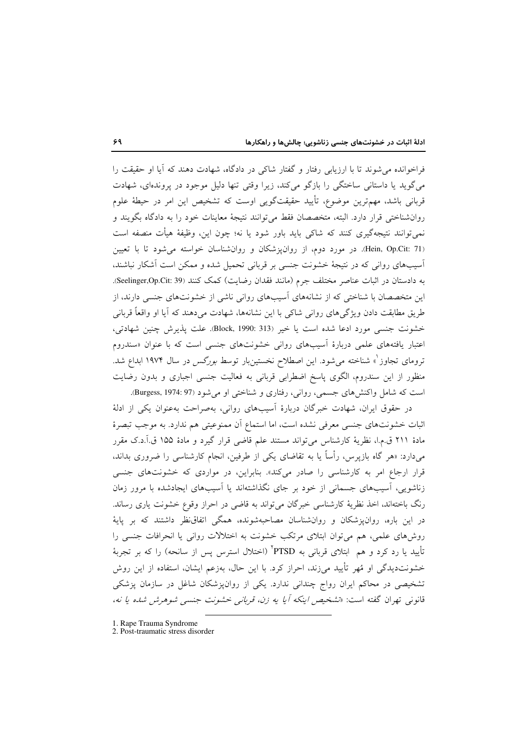فراخوانده می‌شوند تا با ارزیابی رفتار و گفتار شاکی در دادگاه، شهادت دهند که آیا او حقیقت را می‌گوید یا داستانی ساختگی را بازگو می‌کند، زیرا وقتی تنها دلیل موجود در پرونده‌ای، شهادت قربانی باشد، مهم‌ترین موضوع، تأیید حقیقت‌گویی اوست که تشخیص این امر در حیطهٔ علوم روان‌شناختی قرار دارد. البته، متخصصان فقط می‌توانند نتیجهٔ معاینات خود را به دادگاه بگویند و نمی‌توانند نتیجه‌گیری کنند که شاکی باید باور شود یا نه؛ چون این، وظیفهٔ هیأت منصفه است (Hein, Op.Cit: 71). در مورد دوم، از روان‌پزشکان و روان‌شناسان خواسته می‌شود تا با تعیین آسیب‌های روانی که در نتیجهٔ خشونت جنسی بر قربانی تحمیل شده و ممکن است آشکار نباشند، به دادستان در اثبات عناصر مختلف جرم (مانند فقدان رضایت) کمک کنند (Seelinger,Op.Cit: 39). این متخصصان با شناختی که از نشانه‌های آسیب‌های روانی ناشی از خشونت‌های جنسی دارند، از طریق مطابقت دادن ویژگی‌های روانی شاکی با این نشانه‌ها، شهادت می‌دهند که آیا او واقعاً قربانی خشونت جنسی مورد ادعا شده است یا خیر (Block, 1990: 313). علت پذیرش چنین شهادتی، اعتبار یافته‌های علمی دربارهٔ آسیب‌های روانی خشونت‌های جنسی است که با عنوان «سندروم ترومای تجاوز[1]» شناخته می‌شود. این اصطلاح نخستین‌بار توسط *بورگس* در سال ۱۹۷۴ ابداع شد. منظور از این سندروم، الگوی پاسخ اضطرابی قربانی به فعالیت جنسی اجباری و بدون رضایت است که شامل واکنش‌های جسمی، روانی، رفتاری و شناختی او می‌شود (Burgess, 1974: 97).

در حقوق ایران، شهادت خبرگان دربارهٔ آسیب‌های روانی، به‌صراحت به‌عنوان یکی از ادلهٔ اثبات خشونت‌های جنسی معرفی نشده است، اما استماع آن ممنوعیتی هم ندارد. به موجب تبصرهٔ مادهٔ ۲۱۱ ق.م.ا، نظریهٔ کارشناس می‌تواند مستند علم قاضی قرار گیرد و مادهٔ ۱۵۵ ق.آ.د.ک مقرر می‌دارد: «هر گاه بازپرس، رأساً یا به تقاضای یکی از طرفین، انجام کارشناسی را ضروری بداند، قرار ارجاع امر به کارشناسی را صادر می‌کند». بنابراین، در مواردی که خشونت‌های جنسی زناشویی، آسیب‌های جسمانی از خود بر جای نگذاشته‌اند یا آسیب‌های ایجادشده با مرور زمان رنگ باخته‌اند، اخذ نظریهٔ کارشناسی خبرگان می‌تواند به قاضی در احراز وقوع خشونت یاری رساند. در این باره، روان‌پزشکان و روان‌شناسان مصاحبه‌شونده، همگی اتفاق‌نظر داشتند که بر پایهٔ روش‌های علمی، هم می‌توان ابتلای مرتکب خشونت به اختلالات روانی یا انحرافات جنسی را تأیید یا رد کرد و هم ابتلای قربانی به PTSD[2] (اختلال استرس پس از سانحه) را که بر تجربهٔ خشونت‌دیدگی او مُهر تأیید می‌زند، احراز کرد. با این حال، به‌زعم ایشان، استفاده از این روش تشخیصی در محاکم ایران رواج چندانی ندارد. یکی از روان‌پزشکان شاغل در سازمان پزشکی قانونی تهران گفته است: «*تشخیص اینکه آیا یه زن، قربانی خشونت جنسی شوهرش شده یا نه،*

---

1. Rape Trauma Syndrome
2. Post-traumatic stress disorder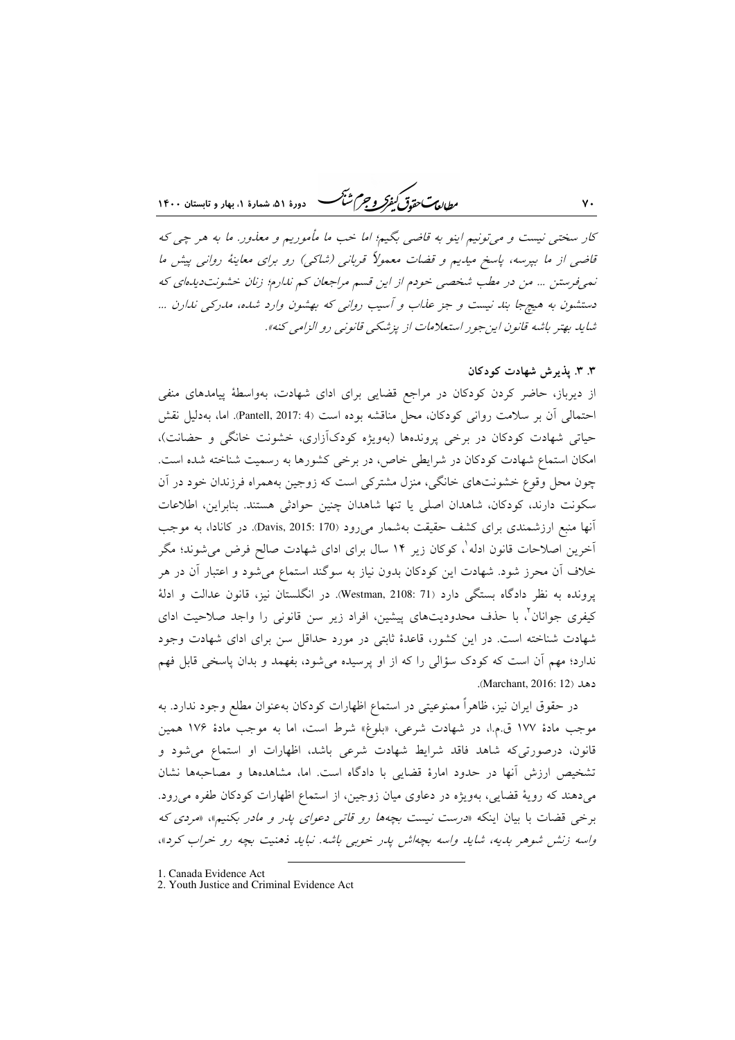*کار سختی نیست و می‌تونیم اینو به قاضی بگیم؛ اما خب ما مأموریم و معذور. ما به هر چی که قاضی از ما بپرسه، پاسخ میدیم و قضات معمولاً قربانی (شاکی) رو برای معاینهٔ روانی پیش ما نمی‌فرستن ... من در مطب شخصی خودم از این قسم مراجعان کم ندارم؛ زنان خشونت‌دیده‌ای که دستشون به هیچ‌جا بند نیست و جز عذاب و آسیب روانی که بهشون وارد شده، مدرکی ندارن ... شاید بهتر باشه قانون این‌جور استعلامات از پزشکی قانونی رو الزامی کنه».*

### ۳. ۳. پذیرش شهادت کودکان

از دیرباز، حاضر کردن کودکان در مراجع قضایی برای ادای شهادت، به‌واسطهٔ پیامدهای منفی احتمالی آن بر سلامت روانی کودکان، محل مناقشه بوده است (Pantell, 2017: 4). اما، به‌دلیل نقش حیاتی شهادت کودکان در برخی پرونده‌ها (به‌ویژه کودک‌آزاری، خشونت خانگی و حضانت)، امکان استماع شهادت کودکان در شرایطی خاص، در برخی کشورها به رسمیت شناخته شده است. چون محل وقوع خشونت‌های خانگی، منزل مشترکی است که زوجین به‌همراه فرزندان خود در آن سکونت دارند، کودکان، شاهدان اصلی یا تنها شاهدان چنین حوادثی هستند. بنابراین، اطلاعات آنها منبع ارزشمندی برای کشف حقیقت به‌شمار می‌رود (Davis, 2015: 170). در کانادا، به موجب آخرین اصلاحات قانون ادله[1]، کوکان زیر ۱۴ سال برای ادای شهادت صالح فرض می‌شوند؛ مگر خلاف آن محرز شود. شهادت این کودکان بدون نیاز به سوگند استماع می‌شود و اعتبار آن در هر پرونده به نظر دادگاه بستگی دارد (Westman, 2108: 71). در انگلستان نیز، قانون عدالت و ادلهٔ کیفری جوانان[2]، با حذف محدودیت‌های پیشین، افراد زیر سن قانونی را واجد صلاحیت ادای شهادت شناخته است. در این کشور، قاعدهٔ ثابتی در مورد حداقل سن برای ادای شهادت وجود ندارد؛ مهم آن است که کودک سؤالی را که از او پرسیده می‌شود، بفهمد و بدان پاسخی قابل فهم دهد (Marchant, 2016: 12).

در حقوق ایران نیز، ظاهراً ممنوعیتی در استماع اظهارات کودکان به‌عنوان مطلع وجود ندارد. به موجب مادهٔ ۱۷۷ ق.م.ا، در شهادت شرعی، «بلوغ» شرط است، اما به موجب مادهٔ ۱۷۶ همین قانون، درصورتی‌که شاهد فاقد شرایط شهادت شرعی باشد، اظهارات او استماع می‌شود و تشخیص ارزش آنها در حدود امارهٔ قضایی با دادگاه است. اما، مشاهده‌ها و مصاحبه‌ها نشان می‌دهند که رویهٔ قضایی، به‌ویژه در دعاوی میان زوجین، از استماع اظهارات کودکان طفره می‌رود. برخی قضات با بیان اینکه *«درست نیست بچه‌ها رو قاتی دعوای پدر و مادر بکنیم»، «مردی که واسه زنش شوهر بدیه، شاید واسه بچه‌اش پدر خوبی باشه. نباید ذهنیت بچه رو خراب کرد»،*

---

1. Canada Evidence Act
2. Youth Justice and Criminal Evidence Act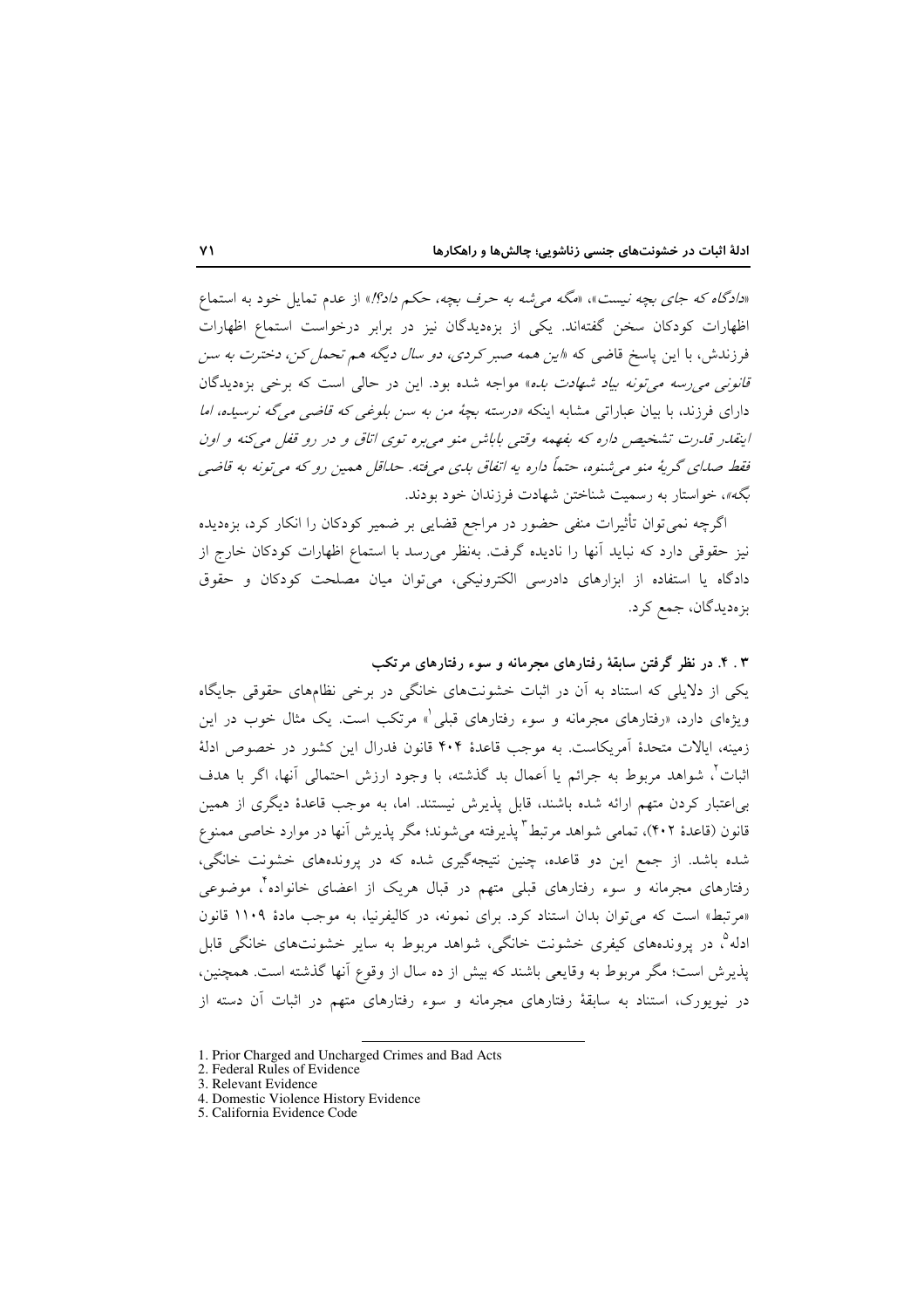*«دادگاه که جای بچه نیست»*، *«مگه می‌شه به حرف بچه، حکم داد؟!»* از عدم تمایل خود به استماع اظهارات کودکان سخن گفته‌اند. یکی از بزه‌دیدگان نیز در برابر درخواست استماع اظهارات فرزندش، با این پاسخ قاضی که *«این همه صبر کردی، دو سال دیگه هم تحمل کن، دخترت به سن قانونی می‌رسه می‌تونه بیاد شهادت بده»* مواجه شده بود. این در حالی است که برخی بزه‌دیدگان دارای فرزند، با بیان عباراتی مشابه اینکه *«درسته بچهٔ من به سن بلوغی که قاضی می‌گه نرسیده، اما اینقدر قدرت تشخیص داره که بفهمه وقتی باباش منو می‌بره توی اتاق و در رو قفل می‌کنه و اون فقط صدای گریهٔ منو می‌شنوه، حتماً داره یه اتفاق بدی می‌فته. حداقل همین رو که می‌تونه به قاضی بگه»*، خواستار به رسمیت شناختن شهادت فرزندان خود بودند.

اگرچه نمی‌توان تأثیرات منفی حضور در مراجع قضایی بر ضمیر کودکان را انکار کرد، بزه‌دیده نیز حقوقی دارد که نباید آنها را نادیده گرفت. به‌نظر می‌رسد با استماع اظهارات کودکان خارج از دادگاه یا استفاده از ابزارهای دادرسی الکترونیکی، می‌توان میان مصلحت کودکان و حقوق بزه‌دیدگان، جمع کرد.

### ۳ . ۴. در نظر گرفتن سابقهٔ رفتارهای مجرمانه و سوء رفتارهای مرتکب

یکی از دلایلی که استناد به آن در اثبات خشونت‌های خانگی در برخی نظام‌های حقوقی جایگاه ویژه‌ای دارد، «رفتارهای مجرمانه و سوء رفتارهای قبلی[1]» مرتکب است. یک مثال خوب در این زمینه، ایالات متحدهٔ آمریکاست. به موجب قاعدهٔ ۴۰۴ قانون فدرال این کشور در خصوص ادلهٔ اثبات[2]، شواهد مربوط به جرائم یا اَعمال بد گذشته، با وجود ارزش احتمالی آنها، اگر با هدف بی‌اعتبار کردن متهم ارائه شده باشند، قابل پذیرش نیستند. اما، به موجب قاعدهٔ دیگری از همین قانون (قاعدهٔ ۴۰۲)، تمامی شواهد مرتبط[3] پذیرفته می‌شوند؛ مگر پذیرش آنها در موارد خاصی ممنوع شده باشد. از جمع این دو قاعده، چنین نتیجه‌گیری شده که در پرونده‌های خشونت خانگی، رفتارهای مجرمانه و سوء رفتارهای قبلی متهم در قبال هریک از اعضای خانواده[4]، موضوعی «مرتبط» است که می‌توان بدان استناد کرد. برای نمونه، در کالیفرنیا، به موجب مادهٔ ۱۱۰۹ قانون ادله[5]، در پرونده‌های کیفری خشونت خانگی، شواهد مربوط به سایر خشونت‌های خانگی قابل پذیرش است؛ مگر مربوط به وقایعی باشند که بیش از ده سال از وقوع آنها گذشته است. همچنین، در نیویورک، استناد به سابقهٔ رفتارهای مجرمانه و سوء رفتارهای متهم در اثبات آن دسته از

---

1. Prior Charged and Uncharged Crimes and Bad Acts
2. Federal Rules of Evidence
3. Relevant Evidence
4. Domestic Violence History Evidence
5. California Evidence Code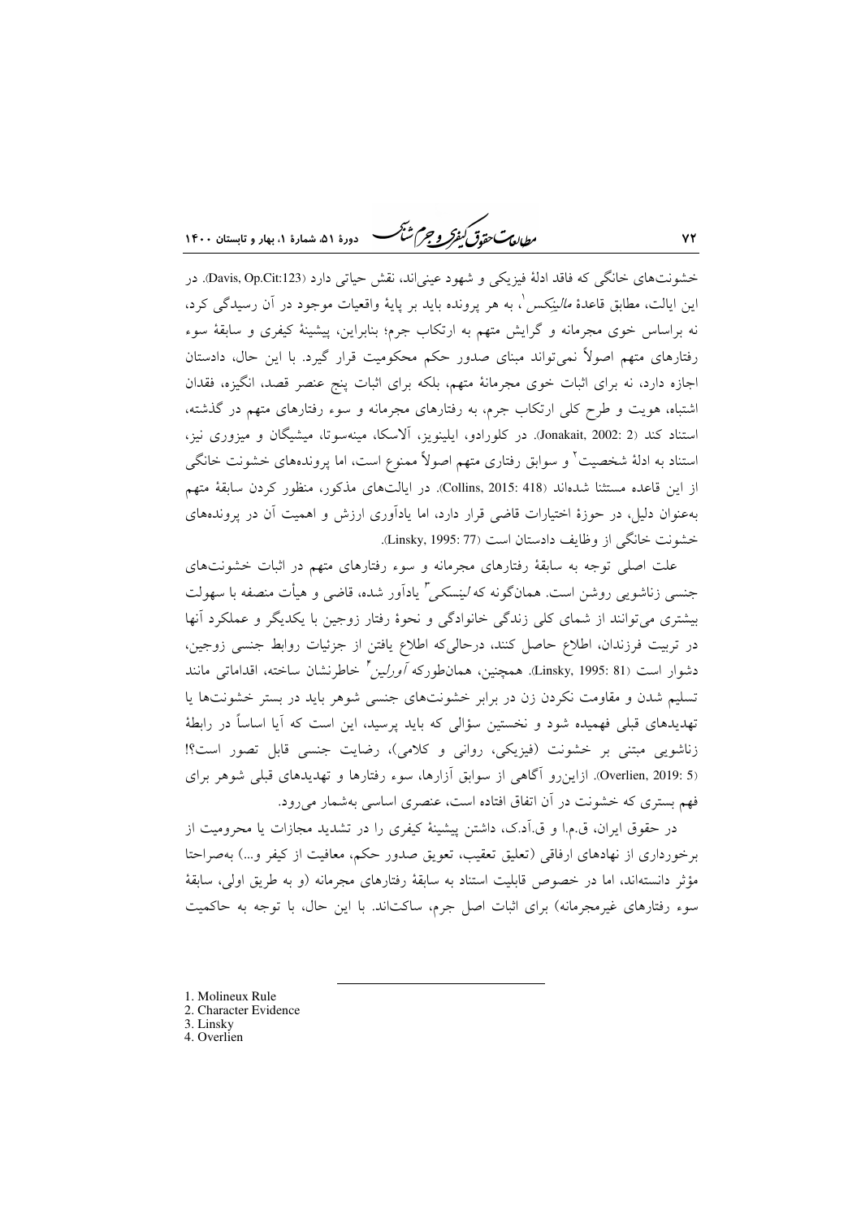خشونت‌های خانگی که فاقد ادلهٔ فیزیکی و شهود عینی‌اند، نقش حیاتی دارد (Davis, Op.Cit:123). در این ایالت، مطابق قاعدهٔ *مالینکس*[1]، به هر پرونده باید بر پایهٔ واقعیات موجود در آن رسیدگی کرد، نه براساس خوی مجرمانه و گرایش متهم به ارتکاب جرم؛ بنابراین، پیشینهٔ کیفری و سابقهٔ سوء رفتارهای متهم اصولاً نمی‌تواند مبنای صدور حکم محکومیت قرار گیرد. با این حال، دادستان اجازه دارد، نه برای اثبات خوی مجرمانهٔ متهم، بلکه برای اثبات پنج عنصر قصد، انگیزه، فقدان اشتباه، هویت و طرح کلی ارتکاب جرم، به رفتارهای مجرمانه و سوء رفتارهای متهم در گذشته، استناد کند (Jonakait, 2002: 2). در کلورادو، ایلینویز، آلاسکا، مینه‌سوتا، میشیگان و میزوری نیز، استناد به ادلهٔ شخصیت[2] و سوابق رفتاری متهم اصولاً ممنوع است، اما پرونده‌های خشونت خانگی از این قاعده مستثنا شده‌اند (Collins, 2015: 418). در ایالت‌های مذکور، منظور کردن سابقهٔ متهم به‌عنوان دلیل، در حوزهٔ اختیارات قاضی قرار دارد، اما یادآوری ارزش و اهمیت آن در پرونده‌های خشونت خانگی از وظایف دادستان است (Linsky, 1995: 77).

علت اصلی توجه به سابقهٔ رفتارهای مجرمانه و سوء رفتارهای متهم در اثبات خشونت‌های جنسی زناشویی روشن است. همان‌گونه که *لینسکی*[3] یادآور شده، قاضی و هیأت منصفه با سهولت بیشتری می‌توانند از شمای کلی زندگی خانوادگی و نحوهٔ رفتار زوجین با یکدیگر و عملکرد آنها در تربیت فرزندان، اطلاع حاصل کنند، درحالی‌که اطلاع یافتن از جزئیات روابط جنسی زوجین، دشوار است (Linsky, 1995: 81). همچنین، همان‌طورکه *آورلین*[4] خاطرنشان ساخته، اقداماتی مانند تسلیم شدن و مقاومت نکردن زن در برابر خشونت‌های جنسی شوهر در بستر خشونت‌ها یا تهدیدهای قبلی فهمیده شود و نخستین سؤالی که باید پرسید، این است که آیا اساساً در رابطهٔ زناشویی مبتنی بر خشونت (فیزیکی، روانی و کلامی)، رضایت جنسی قابل تصور است؟! (Overlien, 2019: 5). ازاین‌رو آگاهی از سوابق آزارها، سوء رفتارها و تهدیدهای قبلی شوهر برای فهم بستری که خشونت در آن اتفاق افتاده است، عنصری اساسی به‌شمار می‌رود.

در حقوق ایران، ق.م.ا و ق.آد.ک، داشتن پیشینهٔ کیفری را در تشدید مجازات یا محرومیت از برخورداری از نهادهای ارفاقی (تعلیق تعقیب، تعویق صدور حکم، معافیت از کیفر و...) به‌صراحتا مؤثر دانسته‌اند، اما در خصوص قابلیت استناد به سابقهٔ رفتارهای مجرمانه (و به طریق اولی، سابقهٔ سوء رفتارهای غیرمجرمانه) برای اثبات اصل جرم، ساکت‌اند. با این حال، با توجه به حاکمیت

---

1. Molineux Rule
2. Character Evidence
3. Linsky
4. Overlien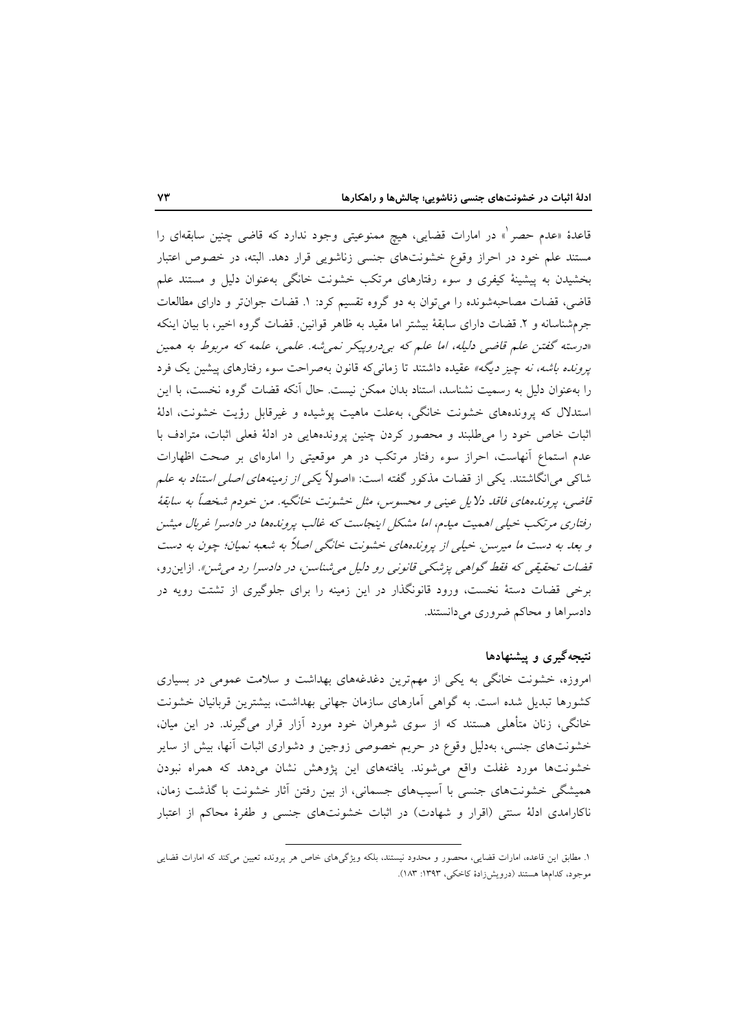قاعدهٔ «عدم حصر[1]» در امارات قضایی، هیچ ممنوعیتی وجود ندارد که قاضی چنین سابقه‌ای را مستند علم خود در احراز وقوع خشونت‌های جنسی زناشویی قرار دهد. البته، در خصوص اعتبار بخشیدن به پیشینهٔ کیفری و سوء رفتارهای مرتکب خشونت خانگی به‌عنوان دلیل و مستند علم قاضی، قضات مصاحبه‌شونده را می‌توان به دو گروه تقسیم کرد: ۱. قضات جوان‌تر و دارای مطالعات جرم‌شناسانه و ۲. قضات دارای سابقهٔ بیشتر اما مقید به ظاهر قوانین. قضات گروه اخیر، با بیان اینکه *«درسته گفتن علم قاضی دلیله، اما علم که بی‌درو‌پیکر نمی‌شه. علمی، علمه که مربوط به همین پرونده باشه، نه چیز دیگه»* عقیده داشتند تا زمانی‌که قانون به‌صراحت سوء رفتارهای پیشین یک فرد را به‌عنوان دلیل به رسمیت نشناسد، استناد بدان ممکن نیست. حال آنکه قضات گروه نخست، با این استدلال که پرونده‌های خشونت خانگی، به‌علت ماهیت پوشیده و غیرقابل رؤیت خشونت، ادلهٔ اثبات خاص خود را می‌طلبند و محصور کردن چنین پرونده‌هایی در ادلهٔ فعلی اثبات، مترادف با عدم استماع آنهاست، احراز سوء رفتار مرتکب در هر موقعیتی را اماره‌ای بر صحت اظهارات شاکی می‌انگاشتند. یکی از قضات مذکور گفته است: «*اصولاً یکی از زمینه‌های اصلی استناد به علم قاضی، پرونده‌های فاقد دلایل عینی و محسوس، مثل خشونت خانگیه. من خودم شخصاً به سابقهٔ رفتاری مرتکب خیلی اهمیت میدم، اما مشکل اینجاست که غالب پرونده‌ها در دادسرا غربال میشن و بعد به دست ما میرسن. خیلی از پرونده‌های خشونت خانگی اصلاً به شعبه نمیان؛ چون به دست قضات تحقیقی که فقط گواهی پزشکی قانونی رو دلیل می‌شناسن، در دادسرا رد می‌شن*». ازاین‌رو، برخی قضات دستهٔ نخست، ورود قانونگذار در این زمینه را برای جلوگیری از تشتت رویه در دادسراها و محاکم ضروری می‌دانستند.

## نتیجه‌گیری و پیشنهادها

امروزه، خشونت خانگی به یکی از مهم‌ترین دغدغه‌های بهداشت و سلامت عمومی در بسیاری کشورها تبدیل شده است. به گواهی آمارهای سازمان جهانی بهداشت، بیشترین قربانیان خشونت خانگی، زنان متأهلی هستند که از سوی شوهران خود مورد آزار قرار می‌گیرند. در این میان، خشونت‌های جنسی، به‌دلیل وقوع در حریم خصوصی زوجین و دشواری اثبات آنها، بیش از سایر خشونت‌ها مورد غفلت واقع می‌شوند. یافته‌های این پژوهش نشان می‌دهد که همراه نبودن همیشگی خشونت‌های جنسی با آسیب‌های جسمانی، از بین رفتن آثار خشونت با گذشت زمان، ناکارامدی ادلهٔ سنتی (اقرار و شهادت) در اثبات خشونت‌های جنسی و طفرهٔ محاکم از اعتبار

---

[1] مطابق این قاعده، امارات قضایی، محصور و محدود نیستند، بلکه ویژگی‌های خاص هر پرونده تعیین می‌کند که امارات قضایی موجود، کدام‌ها هستند (درویش‌زادهٔ کاخکی، ۱۳۹۳: ۱۸۳).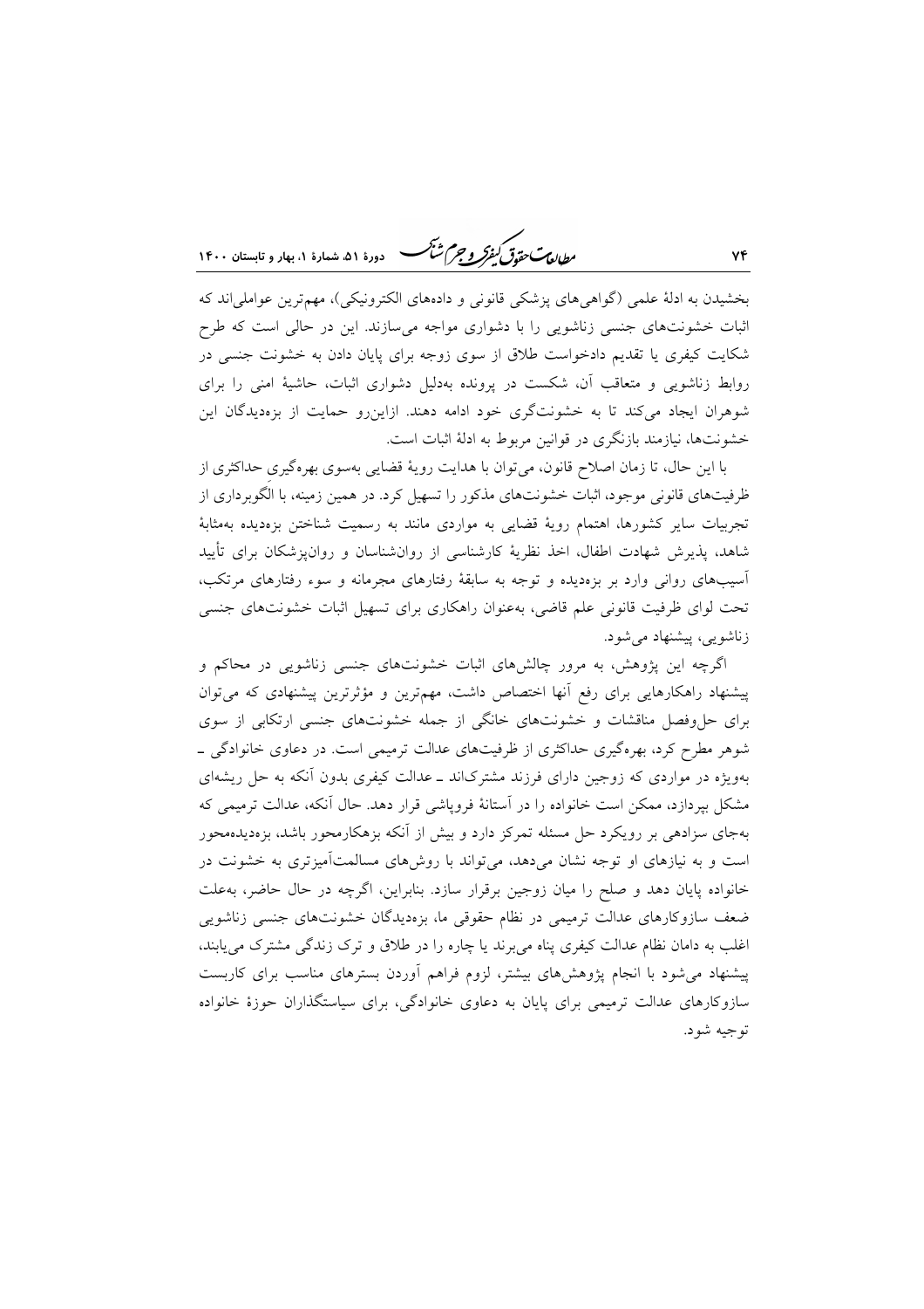بخشیدن به ادلهٔ علمی (گواهی‌های پزشکی قانونی و داده‌های الکترونیکی)، مهم‌ترین عواملی‌اند که اثبات خشونت‌های جنسی زناشویی را با دشواری مواجه می‌سازند. این در حالی است که طرح شکایت کیفری یا تقدیم دادخواست طلاق از سوی زوجه برای پایان دادن به خشونت جنسی در روابط زناشویی و متعاقب آن، شکست در پرونده به‌دلیل دشواری اثبات، حاشیهٔ امنی را برای شوهران ایجاد می‌کند تا به خشونت‌گری خود ادامه دهند. ازاین‌رو حمایت از بزه‌دیدگان این خشونت‌ها، نیازمند بازنگری در قوانین مربوط به ادلهٔ اثبات است.

با این حال، تا زمان اصلاح قانون، می‌توان با هدایت رویهٔ قضایی به‌سوی بهره‌گیری حداکثری از ظرفیت‌های قانونی موجود، اثبات خشونت‌های مذکور را تسهیل کرد. در همین زمینه، با الگوبرداری از تجربیات سایر کشورها، اهتمام رویهٔ قضایی به مواردی مانند به رسمیت شناختن بزه‌دیده به‌مثابهٔ شاهد، پذیرش شهادت اطفال، اخذ نظریهٔ کارشناسی از روان‌شناسان و روان‌پزشکان برای تأیید آسیب‌های روانی وارد بر بزه‌دیده و توجه به سابقهٔ رفتارهای مجرمانه و سوء رفتارهای مرتکب، تحت لوای ظرفیت قانونی علم قاضی، به‌عنوان راهکاری برای تسهیل اثبات خشونت‌های جنسی زناشویی، پیشنهاد می‌شود.

اگرچه این پژوهش، به مرور چالش‌های اثبات خشونت‌های جنسی زناشویی در محاکم و پیشنهاد راهکارهایی برای رفع آنها اختصاص داشت، مهم‌ترین و مؤثرترین پیشنهادی که می‌توان برای حل‌وفصل مناقشات و خشونت‌های خانگی از جمله خشونت‌های جنسی ارتکابی از سوی شوهر مطرح کرد، بهره‌گیری حداکثری از ظرفیت‌های عدالت ترمیمی است. در دعاوی خانوادگی ـ به‌ویژه در مواردی که زوجین دارای فرزند مشترک‌اند ـ عدالت کیفری بدون آنکه به حل ریشه‌ای مشکل بپردازد، ممکن است خانواده را در آستانهٔ فروپاشی قرار دهد. حال آنکه، عدالت ترمیمی که به‌جای سزادهی بر رویکرد حل مسئله تمرکز دارد و بیش از آنکه بزهکارمحور باشد، بزه‌دیده‌محور است و به نیازهای او توجه نشان می‌دهد، می‌تواند با روش‌های مسالمت‌آمیزتری به خشونت در خانواده پایان دهد و صلح را میان زوجین برقرار سازد. بنابراین، اگرچه در حال حاضر، به‌علت ضعف سازوکارهای عدالت ترمیمی در نظام حقوقی ما، بزه‌دیدگان خشونت‌های جنسی زناشویی اغلب به دامان نظام عدالت کیفری پناه می‌برند یا چاره را در طلاق و ترک زندگی مشترک می‌یابند، پیشنهاد می‌شود با انجام پژوهش‌های بیشتر، لزوم فراهم آوردن بسترهای مناسب برای کاربست سازوکارهای عدالت ترمیمی برای پایان به دعاوی خانوادگی، برای سیاستگذاران حوزهٔ خانواده توجیه شود.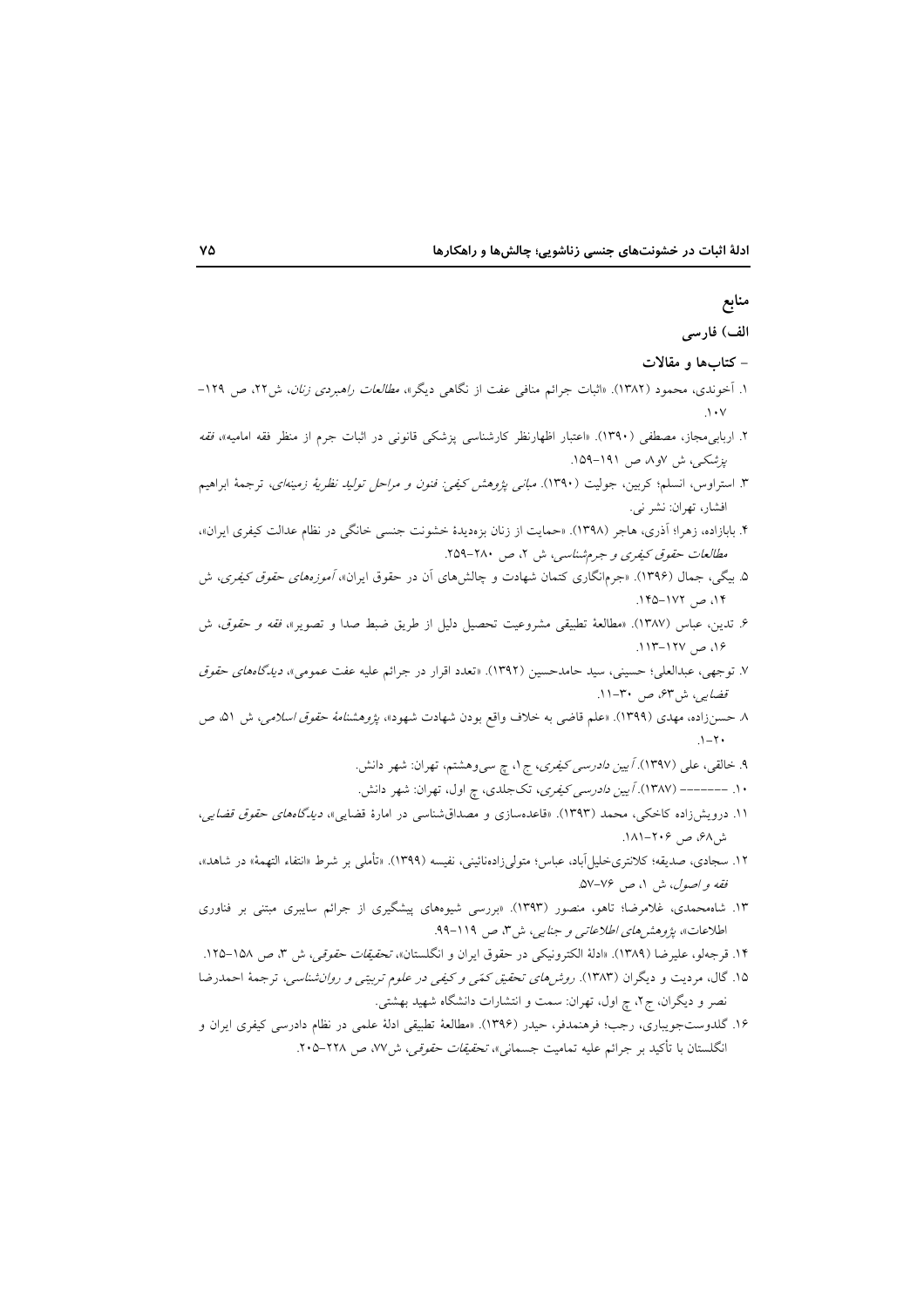## منابع

### الف) فارسی

#### - کتاب‌ها و مقالات

۱. آخوندی، محمود (۱۳۸۲). «اثبات جرائم منافی عفت از نگاهی دیگر»، *مطالعات راهبردی زنان*، ش۲۲، ص ۱۲۹-۱۰۷.

۲. اربابی‌مجاز، مصطفی (۱۳۹۰). «اعتبار اظهارنظر کارشناسی پزشکی قانونی در اثبات جرم از منظر فقه امامیه»، *فقه پزشکی*، ش ۷و۸، ص ۱۹۱-۱۵۹.

۳. استراوس، انسلم؛ کربین، جولیت (۱۳۹۰). *مبانی پژوهش کیفی: فنون و مراحل تولید نظریهٔ زمینه‌ای*، ترجمهٔ ابراهیم افشار، تهران: نشر نی.

۴. بابازاده، زهرا؛ آذری، هاجر (۱۳۹۸). «حمایت از زنان بزه‌دیدهٔ خشونت جنسی خانگی در نظام عدالت کیفری ایران»، *مطالعات حقوق کیفری و جرم‌شناسی*، ش ۲، ص ۲۸۰-۲۵۹.

۵. بیگی، جمال (۱۳۹۶). «جرم‌انگاری کتمان شهادت و چالش‌های آن در حقوق ایران»، *آموزه‌های حقوق کیفری*، ش ۱۴، ص ۱۷۲-۱۴۵.

۶. تدین، عباس (۱۳۸۷). «مطالعهٔ تطبیقی مشروعیت تحصیل دلیل از طریق ضبط صدا و تصویر»، *فقه و حقوق*، ش ۱۶، ص ۱۲۷-۱۱۳.

۷. توجهی، عبدالعلی؛ حسینی، سید حامدحسین (۱۳۹۲). «تعدد اقرار در جرائم علیه عفت عمومی»، *دیدگاه‌های حقوق قضایی*، ش۶۳، ص ۳۰-۱۱.

۸. حسن‌زاده، مهدی (۱۳۹۹). «علم قاضی به خلاف واقع بودن شهادت شهود»، *پژوهشنامهٔ حقوق اسلامی*، ش ۵۱، ص ۲۰-۱.

۹. خالقی، علی (۱۳۹۷). *آیین دادرسی کیفری*، ج۱، چ سی‌وهشتم، تهران: شهر دانش.

۱۰. -------- (۱۳۸۷). *آیین دادرسی کیفری*، تک‌جلدی، چ اول، تهران: شهر دانش.

۱۱. درویش‌زاده کاخکی، محمد (۱۳۹۳). «قاعده‌سازی و مصداق‌شناسی در امارهٔ قضایی»، *دیدگاه‌های حقوق قضایی*، ش۶۸، ص ۲۰۶-۱۸۱.

۱۲. سجادی، صدیقه؛ کلانتری‌خلیل‌آباد، عباس؛ متولی‌زاده‌نائینی، نفیسه (۱۳۹۹). «تأملی بر شرط «انتفاء التهمة» در شاهد»، *فقه و اصول*، ش ۱، ص ۷۶-۵۷.

۱۳. شاه‌محمدی، غلامرضا؛ تاهو، منصور (۱۳۹۳). «بررسی شیوه‌های پیشگیری از جرائم سایبری مبتنی بر فناوری اطلاعات»، *پژوهش‌های اطلاعاتی و جنایی*، ش۳، ص ۱۱۹-۹۹.

۱۴. قرجه‌لو، علیرضا (۱۳۸۹). «ادلهٔ الکترونیکی در حقوق ایران و انگلستان»، *تحقیقات حقوقی*، ش ۳، ص ۱۵۸-۱۲۵.

۱۵. گال، مردیت و دیگران (۱۳۸۳). *روش‌های تحقیق کمّی و کیفی در علوم تربیتی و روان‌شناسی*، ترجمهٔ احمدرضا نصر و دیگران، ج۲، چ اول، تهران: سمت و انتشارات دانشگاه شهید بهشتی.

۱۶. گلدوست‌جویباری، رجب؛ فرهمندفر، حیدر (۱۳۹۶). «مطالعهٔ تطبیقی ادلهٔ علمی در نظام دادرسی کیفری ایران و انگلستان با تأکید بر جرائم علیه تمامیت جسمانی»، *تحقیقات حقوقی*، ش۷۷، ص ۲۲۸-۲۰۵.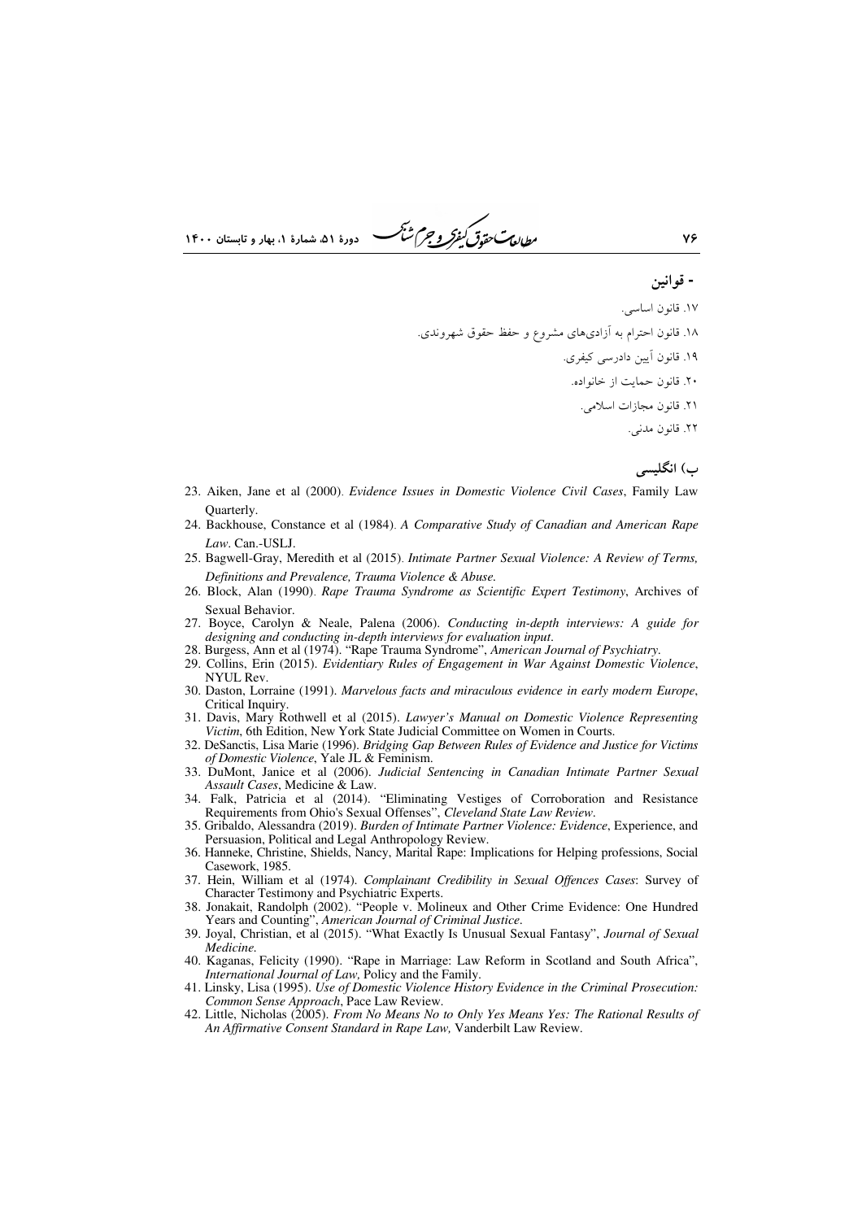- **قوانین**

۱۷. قانون اساسی.

۱۸. قانون احترام به آزادی‌های مشروع و حفظ حقوق شهروندی.

۱۹. قانون آیین دادرسی کیفری.

۲۰. قانون حمایت از خانواده.

۲۱. قانون مجازات اسلامی.

۲۲. قانون مدنی.

**ب) انگلیسی**

23. Aiken, Jane et al (2000). *Evidence Issues in Domestic Violence Civil Cases*, Family Law Quarterly.
24. Backhouse, Constance et al (1984). *A Comparative Study of Canadian and American Rape Law*. Can.-USLJ.
25. Bagwell-Gray, Meredith et al (2015). *Intimate Partner Sexual Violence: A Review of Terms, Definitions and Prevalence, Trauma Violence & Abuse.*
26. Block, Alan (1990). *Rape Trauma Syndrome as Scientific Expert Testimony*, Archives of Sexual Behavior.
27. Boyce, Carolyn & Neale, Palena (2006). *Conducting in-depth interviews: A guide for designing and conducting in-depth interviews for evaluation input*.
28. Burgess, Ann et al (1974). "Rape Trauma Syndrome", *American Journal of Psychiatry*.
29. Collins, Erin (2015). *Evidentiary Rules of Engagement in War Against Domestic Violence*, NYUL Rev.
30. Daston, Lorraine (1991). *Marvelous facts and miraculous evidence in early modern Europe*, Critical Inquiry.
31. Davis, Mary Rothwell et al (2015). *Lawyer's Manual on Domestic Violence Representing Victim*, 6th Edition, New York State Judicial Committee on Women in Courts.
32. DeSanctis, Lisa Marie (1996). *Bridging Gap Between Rules of Evidence and Justice for Victims of Domestic Violence*, Yale JL & Feminism.
33. DuMont, Janice et al (2006). *Judicial Sentencing in Canadian Intimate Partner Sexual Assault Cases*, Medicine & Law.
34. Falk, Patricia et al (2014). "Eliminating Vestiges of Corroboration and Resistance Requirements from Ohio's Sexual Offenses", *Cleveland State Law Review*.
35. Gribaldo, Alessandra (2019). *Burden of Intimate Partner Violence: Evidence*, Experience, and Persuasion, Political and Legal Anthropology Review.
36. Hanneke, Christine, Shields, Nancy, Marital Rape: Implications for Helping professions, Social Casework, 1985.
37. Hein, William et al (1974). *Complainant Credibility in Sexual Offences Cases*: Survey of Character Testimony and Psychiatric Experts.
38. Jonakait, Randolph (2002). "People v. Molineux and Other Crime Evidence: One Hundred Years and Counting", *American Journal of Criminal Justice*.
39. Joyal, Christian, et al (2015). "What Exactly Is Unusual Sexual Fantasy", *Journal of Sexual Medicine.*
40. Kaganas, Felicity (1990). "Rape in Marriage: Law Reform in Scotland and South Africa", *International Journal of Law,* Policy and the Family.
41. Linsky, Lisa (1995). *Use of Domestic Violence History Evidence in the Criminal Prosecution: Common Sense Approach*, Pace Law Review.
42. Little, Nicholas (2005). *From No Means No to Only Yes Means Yes: The Rational Results of An Affirmative Consent Standard in Rape Law,* Vanderbilt Law Review.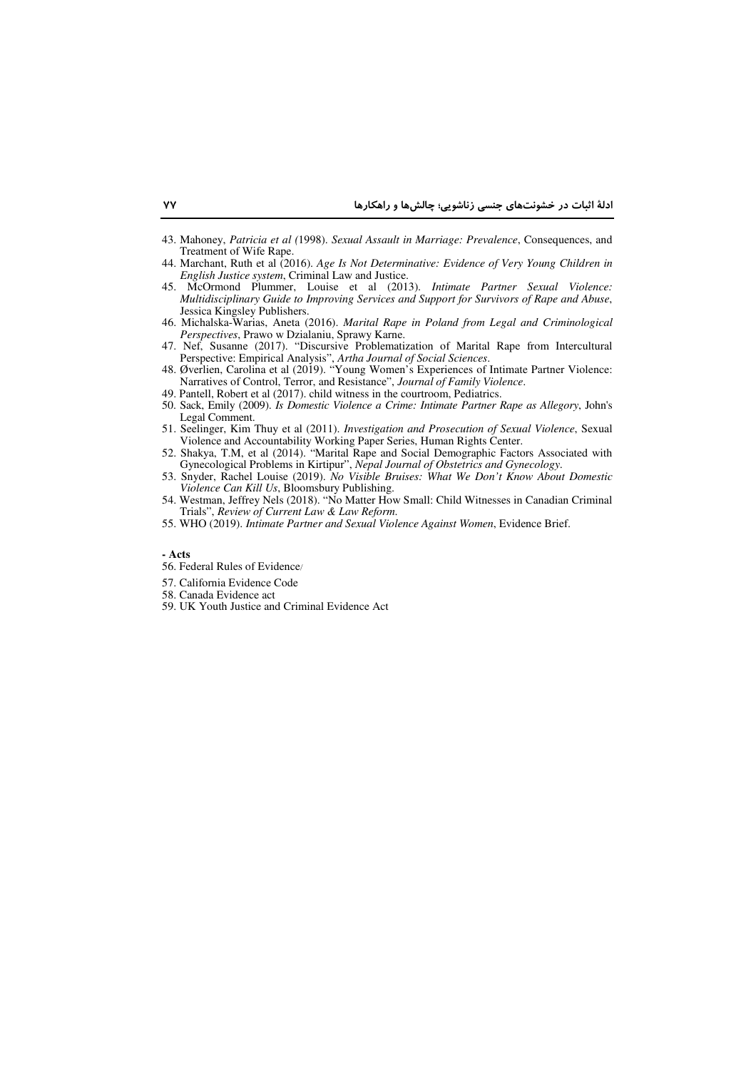43. Mahoney, *Patricia et al (*1998). *Sexual Assault in Marriage: Prevalence*, Consequences, and Treatment of Wife Rape.
44. Marchant, Ruth et al (2016). *Age Is Not Determinative: Evidence of Very Young Children in English Justice system*, Criminal Law and Justice.
45. McOrmond Plummer, Louise et al (2013). *Intimate Partner Sexual Violence: Multidisciplinary Guide to Improving Services and Support for Survivors of Rape and Abuse*, Jessica Kingsley Publishers.
46. Michalska-Warias, Aneta (2016). *Marital Rape in Poland from Legal and Criminological Perspectives*, Prawo w Dzialaniu, Sprawy Karne.
47. Nef, Susanne (2017). "Discursive Problematization of Marital Rape from Intercultural Perspective: Empirical Analysis", *Artha Journal of Social Sciences*.
48. Øverlien, Carolina et al (2019). "Young Women's Experiences of Intimate Partner Violence: Narratives of Control, Terror, and Resistance", *Journal of Family Violence*.
49. Pantell, Robert et al (2017). child witness in the courtroom, Pediatrics.
50. Sack, Emily (2009). *Is Domestic Violence a Crime: Intimate Partner Rape as Allegory*, John's Legal Comment.
51. Seelinger, Kim Thuy et al (2011). *Investigation and Prosecution of Sexual Violence*, Sexual Violence and Accountability Working Paper Series, Human Rights Center.
52. Shakya, T.M, et al (2014). "Marital Rape and Social Demographic Factors Associated with Gynecological Problems in Kirtipur", *Nepal Journal of Obstetrics and Gynecology*.
53. Snyder, Rachel Louise (2019). *No Visible Bruises: What We Don't Know About Domestic Violence Can Kill Us*, Bloomsbury Publishing.
54. Westman, Jeffrey Nels (2018). "No Matter How Small: Child Witnesses in Canadian Criminal Trials", *Review of Current Law & Law Reform.*
55. WHO (2019). *Intimate Partner and Sexual Violence Against Women*, Evidence Brief.

**- Acts**

56. Federal Rules of Evidence/
57. California Evidence Code
58. Canada Evidence act
59. UK Youth Justice and Criminal Evidence Act